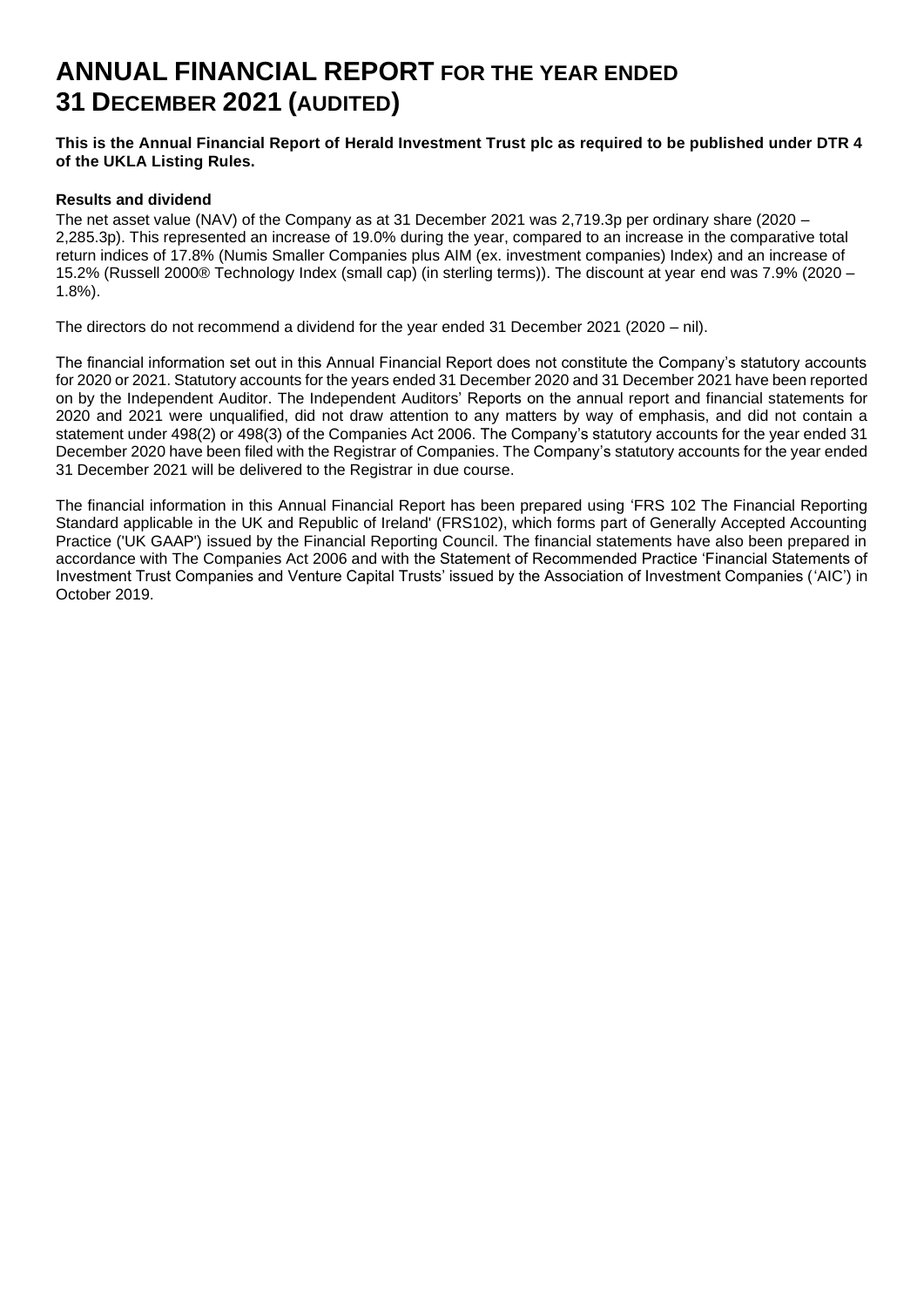# ANNUAL FINANCIAL REPORT FOR THE YEAR ENDED 31 DECEMBER 2021 (AUDITED)

**This is the Annual Financial Report of Herald Investment Trust plc as required to be published under DTR 4 of the UKLA Listing Rules.**

**Results and dividend**

The net asset value (NAV) of the Company as at 31 December 2021 was 2,719.3p per ordinary share (2020 – 2,285.3p). This represented an increase of 19.0% during the year, compared to an increase in the comparative total return indices of 17.8% (Numis Smaller Companies plus AIM (ex. investment companies) Index) and an increase of 15.2% (Russell 2000® Technology Index (small cap) (in sterling terms)). The discount at year end was 7.9% (2020 – 1.8%).

The directors do not recommend a dividend for the year ended 31 December 2021 (2020 – nil).

The financial information set out in this Annual Financial Report does not constitute the Company's statutory accounts for 2020 or 2021. Statutory accounts for the years ended 31 December 2020 and 31 December 2021 have been reported on by the Independent Auditor. The Independent Auditors' Reports on the annual report and financial statements for 2020 and 2021 were unqualified, did not draw attention to any matters by way of emphasis, and did not contain a statement under 498(2) or 498(3) of the Companies Act 2006. The Company's statutory accounts for the year ended 31 December 2020 have been filed with the Registrar of Companies. The Company's statutory accounts for the year ended 31 December 2021 will be delivered to the Registrar in due course.

The financial information in this Annual Financial Report has been prepared using 'FRS 102 The Financial Reporting Standard applicable in the UK and Republic of Ireland' (FRS102), which forms part of Generally Accepted Accounting Practice ('UK GAAP') issued by the Financial Reporting Council. The financial statements have also been prepared in accordance with The Companies Act 2006 and with the Statement of Recommended Practice 'Financial Statements of Investment Trust Companies and Venture Capital Trusts' issued by the Association of Investment Companies ('AIC') in October 2019.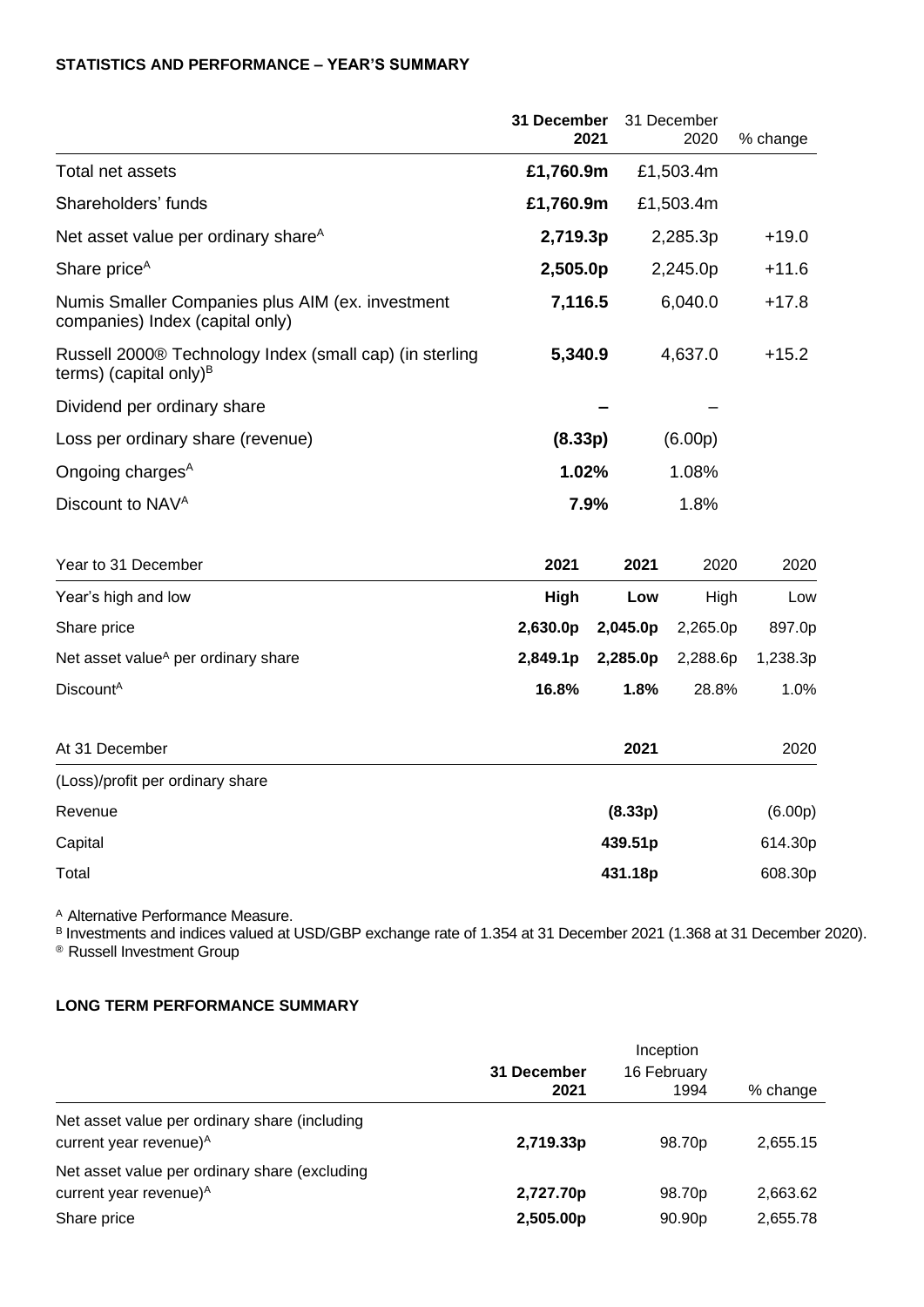**STATISTICS AND PERFORMANCE – YEAR'S SUMMARY**

| | **31 December 2021** | 31 December 2020 | % change |
|---|---|---|---|
| Total net assets | **£1,760.9m** | £1,503.4m | |
| Shareholders' funds | **£1,760.9m** | £1,503.4m | |
| Net asset value per ordinary share[A] | **2,719.3p** | 2,285.3p | +19.0 |
| Share price[A] | **2,505.0p** | 2,245.0p | +11.6 |
| Numis Smaller Companies plus AIM (ex. investment companies) Index (capital only) | **7,116.5** | 6,040.0 | +17.8 |
| Russell 2000® Technology Index (small cap) (in sterling terms) (capital only)[B] | **5,340.9** | 4,637.0 | +15.2 |
| Dividend per ordinary share | **–** | – | |
| Loss per ordinary share (revenue) | **(8.33p)** | (6.00p) | |
| Ongoing charges[A] | **1.02%** | 1.08% | |
| Discount to NAV[A] | **7.9%** | 1.8% | |

| Year to 31 December | **2021** | **2021** | 2020 | 2020 |
|---|---|---|---|---|
| Year's high and low | **High** | **Low** | High | Low |
| Share price | **2,630.0p** | **2,045.0p** | 2,265.0p | 897.0p |
| Net asset value[A] per ordinary share | **2,849.1p** | **2,285.0p** | 2,288.6p | 1,238.3p |
| Discount[A] | **16.8%** | **1.8%** | 28.8% | 1.0% |

| At 31 December | **2021** | 2020 |
|---|---|---|
| (Loss)/profit per ordinary share | | |
| Revenue | **(8.33p)** | (6.00p) |
| Capital | **439.51p** | 614.30p |
| Total | **431.18p** | 608.30p |

[A] Alternative Performance Measure.
[B] Investments and indices valued at USD/GBP exchange rate of 1.354 at 31 December 2021 (1.368 at 31 December 2020).
® Russell Investment Group

**LONG TERM PERFORMANCE SUMMARY**

| | **31 December 2021** | Inception 16 February 1994 | % change |
|---|---|---|---|
| Net asset value per ordinary share (including current year revenue)[A] | **2,719.33p** | 98.70p | 2,655.15 |
| Net asset value per ordinary share (excluding current year revenue)[A] | **2,727.70p** | 98.70p | 2,663.62 |
| Share price | **2,505.00p** | 90.90p | 2,655.78 |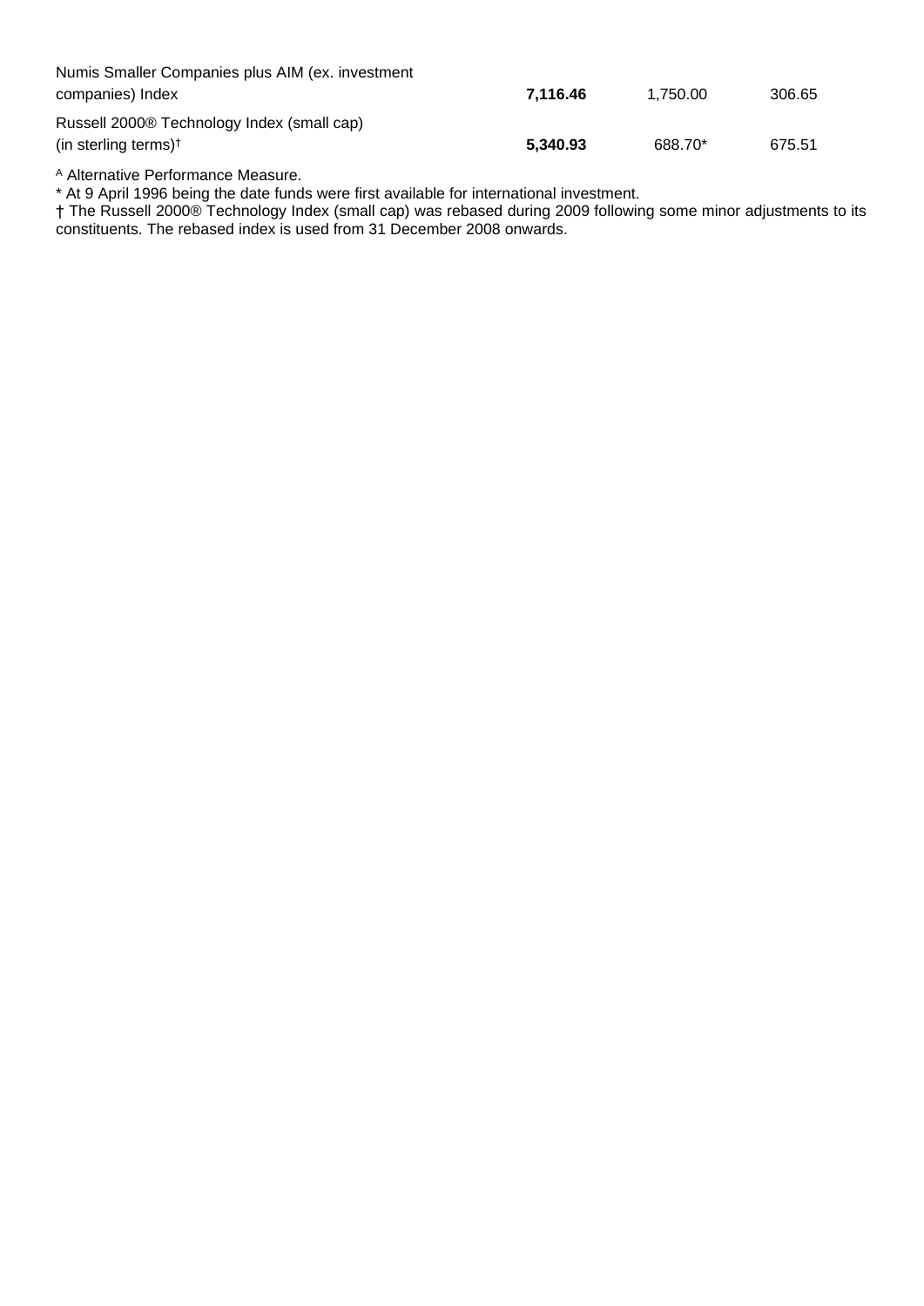| | | | |
|---|---|---|---|
| Numis Smaller Companies plus AIM (ex. investment companies) Index | **7,116.46** | 1,750.00 | 306.65 |
| Russell 2000® Technology Index (small cap) (in sterling terms)† | **5,340.93** | 688.70* | 675.51 |

A Alternative Performance Measure.

* At 9 April 1996 being the date funds were first available for international investment.

† The Russell 2000® Technology Index (small cap) was rebased during 2009 following some minor adjustments to its constituents. The rebased index is used from 31 December 2008 onwards.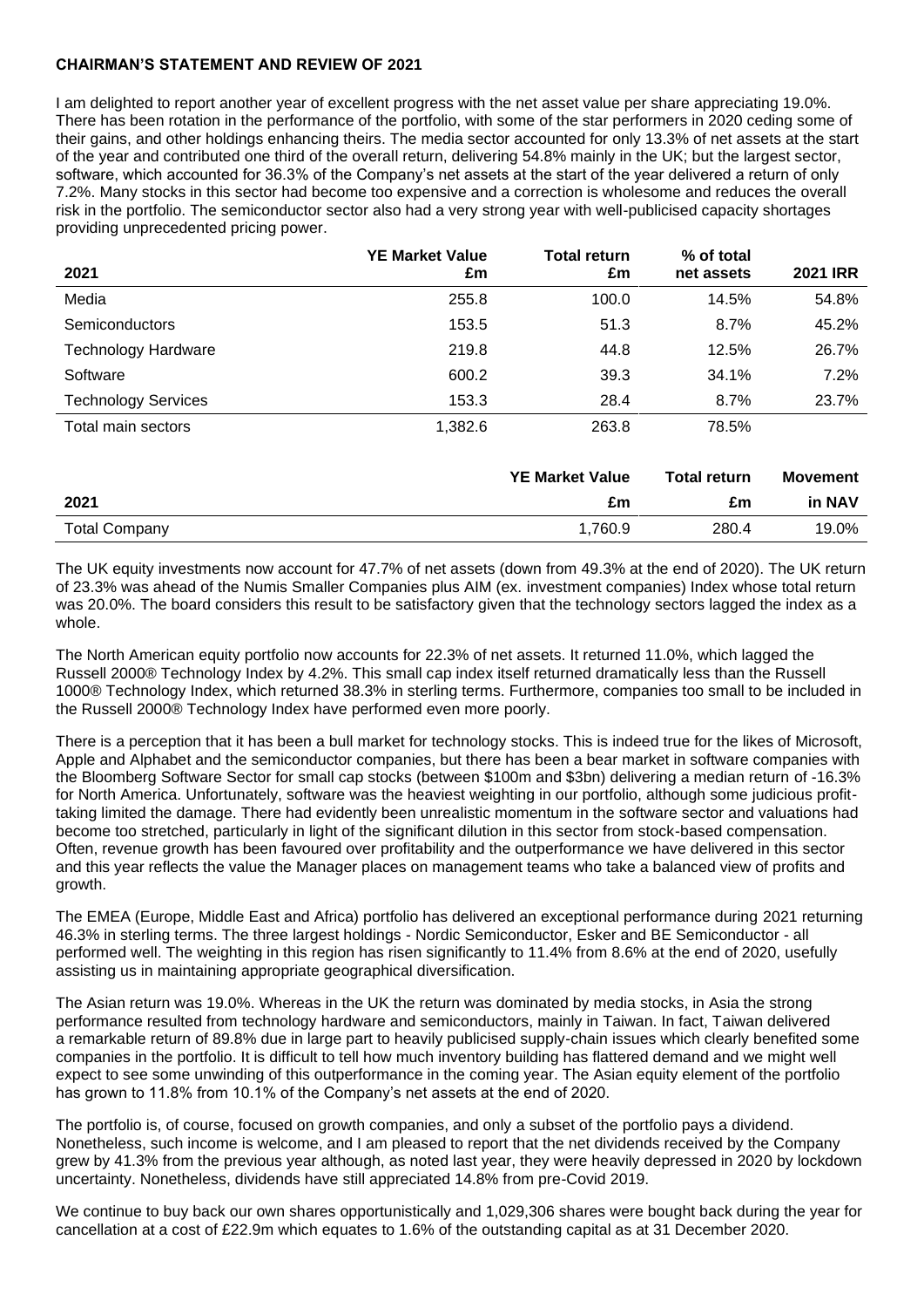**CHAIRMAN'S STATEMENT AND REVIEW OF 2021**

I am delighted to report another year of excellent progress with the net asset value per share appreciating 19.0%. There has been rotation in the performance of the portfolio, with some of the star performers in 2020 ceding some of their gains, and other holdings enhancing theirs. The media sector accounted for only 13.3% of net assets at the start of the year and contributed one third of the overall return, delivering 54.8% mainly in the UK; but the largest sector, software, which accounted for 36.3% of the Company's net assets at the start of the year delivered a return of only 7.2%. Many stocks in this sector had become too expensive and a correction is wholesome and reduces the overall risk in the portfolio. The semiconductor sector also had a very strong year with well-publicised capacity shortages providing unprecedented pricing power.

| 2021 | YE Market Value £m | Total return £m | % of total net assets | 2021 IRR |
|---|---|---|---|---|
| Media | 255.8 | 100.0 | 14.5% | 54.8% |
| Semiconductors | 153.5 | 51.3 | 8.7% | 45.2% |
| Technology Hardware | 219.8 | 44.8 | 12.5% | 26.7% |
| Software | 600.2 | 39.3 | 34.1% | 7.2% |
| Technology Services | 153.3 | 28.4 | 8.7% | 23.7% |
| Total main sectors | 1,382.6 | 263.8 | 78.5% | |

| 2021 | YE Market Value £m | Total return £m | Movement in NAV |
|---|---|---|---|
| Total Company | 1,760.9 | 280.4 | 19.0% |

The UK equity investments now account for 47.7% of net assets (down from 49.3% at the end of 2020). The UK return of 23.3% was ahead of the Numis Smaller Companies plus AIM (ex. investment companies) Index whose total return was 20.0%. The board considers this result to be satisfactory given that the technology sectors lagged the index as a whole.

The North American equity portfolio now accounts for 22.3% of net assets. It returned 11.0%, which lagged the Russell 2000® Technology Index by 4.2%. This small cap index itself returned dramatically less than the Russell 1000® Technology Index, which returned 38.3% in sterling terms. Furthermore, companies too small to be included in the Russell 2000® Technology Index have performed even more poorly.

There is a perception that it has been a bull market for technology stocks. This is indeed true for the likes of Microsoft, Apple and Alphabet and the semiconductor companies, but there has been a bear market in software companies with the Bloomberg Software Sector for small cap stocks (between $100m and $3bn) delivering a median return of -16.3% for North America. Unfortunately, software was the heaviest weighting in our portfolio, although some judicious profit-taking limited the damage. There had evidently been unrealistic momentum in the software sector and valuations had become too stretched, particularly in light of the significant dilution in this sector from stock-based compensation. Often, revenue growth has been favoured over profitability and the outperformance we have delivered in this sector and this year reflects the value the Manager places on management teams who take a balanced view of profits and growth.

The EMEA (Europe, Middle East and Africa) portfolio has delivered an exceptional performance during 2021 returning 46.3% in sterling terms. The three largest holdings - Nordic Semiconductor, Esker and BE Semiconductor - all performed well. The weighting in this region has risen significantly to 11.4% from 8.6% at the end of 2020, usefully assisting us in maintaining appropriate geographical diversification.

The Asian return was 19.0%. Whereas in the UK the return was dominated by media stocks, in Asia the strong performance resulted from technology hardware and semiconductors, mainly in Taiwan. In fact, Taiwan delivered a remarkable return of 89.8% due in large part to heavily publicised supply-chain issues which clearly benefited some companies in the portfolio. It is difficult to tell how much inventory building has flattered demand and we might well expect to see some unwinding of this outperformance in the coming year. The Asian equity element of the portfolio has grown to 11.8% from 10.1% of the Company's net assets at the end of 2020.

The portfolio is, of course, focused on growth companies, and only a subset of the portfolio pays a dividend. Nonetheless, such income is welcome, and I am pleased to report that the net dividends received by the Company grew by 41.3% from the previous year although, as noted last year, they were heavily depressed in 2020 by lockdown uncertainty. Nonetheless, dividends have still appreciated 14.8% from pre-Covid 2019.

We continue to buy back our own shares opportunistically and 1,029,306 shares were bought back during the year for cancellation at a cost of £22.9m which equates to 1.6% of the outstanding capital as at 31 December 2020.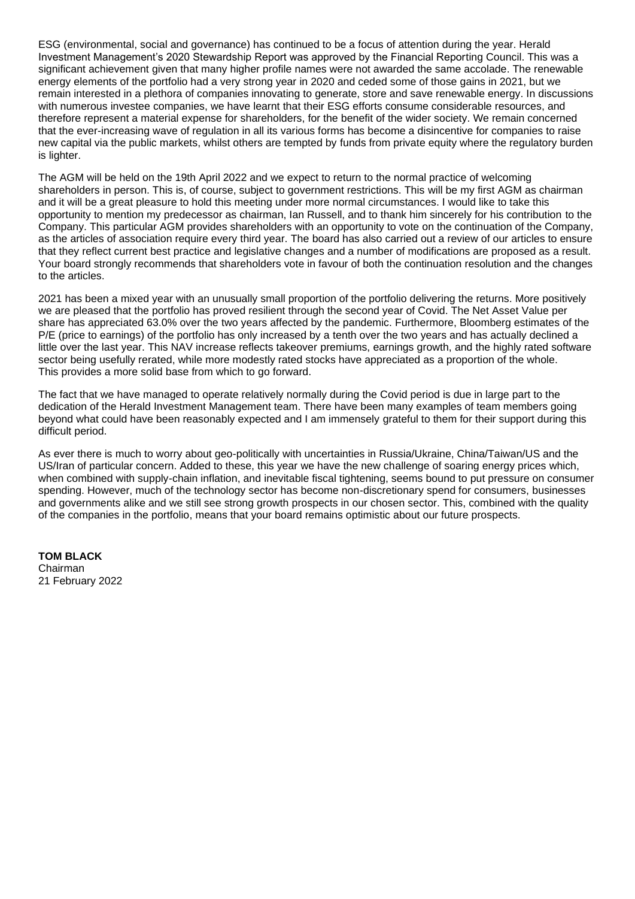ESG (environmental, social and governance) has continued to be a focus of attention during the year. Herald Investment Management's 2020 Stewardship Report was approved by the Financial Reporting Council. This was a significant achievement given that many higher profile names were not awarded the same accolade. The renewable energy elements of the portfolio had a very strong year in 2020 and ceded some of those gains in 2021, but we remain interested in a plethora of companies innovating to generate, store and save renewable energy. In discussions with numerous investee companies, we have learnt that their ESG efforts consume considerable resources, and therefore represent a material expense for shareholders, for the benefit of the wider society. We remain concerned that the ever-increasing wave of regulation in all its various forms has become a disincentive for companies to raise new capital via the public markets, whilst others are tempted by funds from private equity where the regulatory burden is lighter.

The AGM will be held on the 19th April 2022 and we expect to return to the normal practice of welcoming shareholders in person. This is, of course, subject to government restrictions. This will be my first AGM as chairman and it will be a great pleasure to hold this meeting under more normal circumstances. I would like to take this opportunity to mention my predecessor as chairman, Ian Russell, and to thank him sincerely for his contribution to the Company. This particular AGM provides shareholders with an opportunity to vote on the continuation of the Company, as the articles of association require every third year. The board has also carried out a review of our articles to ensure that they reflect current best practice and legislative changes and a number of modifications are proposed as a result. Your board strongly recommends that shareholders vote in favour of both the continuation resolution and the changes to the articles.

2021 has been a mixed year with an unusually small proportion of the portfolio delivering the returns. More positively we are pleased that the portfolio has proved resilient through the second year of Covid. The Net Asset Value per share has appreciated 63.0% over the two years affected by the pandemic. Furthermore, Bloomberg estimates of the P/E (price to earnings) of the portfolio has only increased by a tenth over the two years and has actually declined a little over the last year. This NAV increase reflects takeover premiums, earnings growth, and the highly rated software sector being usefully rerated, while more modestly rated stocks have appreciated as a proportion of the whole. This provides a more solid base from which to go forward.

The fact that we have managed to operate relatively normally during the Covid period is due in large part to the dedication of the Herald Investment Management team. There have been many examples of team members going beyond what could have been reasonably expected and I am immensely grateful to them for their support during this difficult period.

As ever there is much to worry about geo-politically with uncertainties in Russia/Ukraine, China/Taiwan/US and the US/Iran of particular concern. Added to these, this year we have the new challenge of soaring energy prices which, when combined with supply-chain inflation, and inevitable fiscal tightening, seems bound to put pressure on consumer spending. However, much of the technology sector has become non-discretionary spend for consumers, businesses and governments alike and we still see strong growth prospects in our chosen sector. This, combined with the quality of the companies in the portfolio, means that your board remains optimistic about our future prospects.

**TOM BLACK**
Chairman
21 February 2022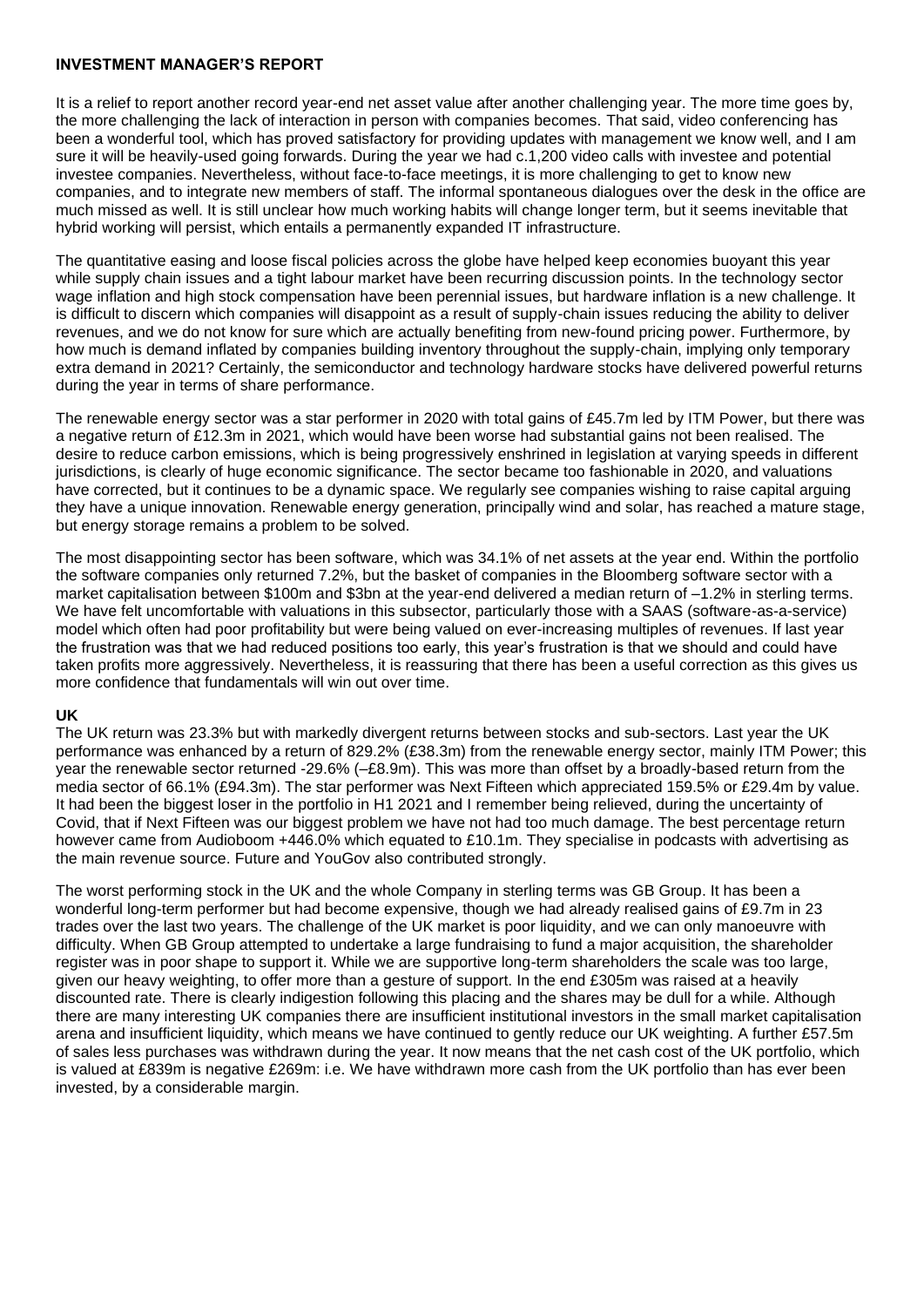## INVESTMENT MANAGER'S REPORT

It is a relief to report another record year-end net asset value after another challenging year. The more time goes by, the more challenging the lack of interaction in person with companies becomes. That said, video conferencing has been a wonderful tool, which has proved satisfactory for providing updates with management we know well, and I am sure it will be heavily-used going forwards. During the year we had c.1,200 video calls with investee and potential investee companies. Nevertheless, without face-to-face meetings, it is more challenging to get to know new companies, and to integrate new members of staff. The informal spontaneous dialogues over the desk in the office are much missed as well. It is still unclear how much working habits will change longer term, but it seems inevitable that hybrid working will persist, which entails a permanently expanded IT infrastructure.

The quantitative easing and loose fiscal policies across the globe have helped keep economies buoyant this year while supply chain issues and a tight labour market have been recurring discussion points. In the technology sector wage inflation and high stock compensation have been perennial issues, but hardware inflation is a new challenge. It is difficult to discern which companies will disappoint as a result of supply-chain issues reducing the ability to deliver revenues, and we do not know for sure which are actually benefiting from new-found pricing power. Furthermore, by how much is demand inflated by companies building inventory throughout the supply-chain, implying only temporary extra demand in 2021? Certainly, the semiconductor and technology hardware stocks have delivered powerful returns during the year in terms of share performance.

The renewable energy sector was a star performer in 2020 with total gains of £45.7m led by ITM Power, but there was a negative return of £12.3m in 2021, which would have been worse had substantial gains not been realised. The desire to reduce carbon emissions, which is being progressively enshrined in legislation at varying speeds in different jurisdictions, is clearly of huge economic significance. The sector became too fashionable in 2020, and valuations have corrected, but it continues to be a dynamic space. We regularly see companies wishing to raise capital arguing they have a unique innovation. Renewable energy generation, principally wind and solar, has reached a mature stage, but energy storage remains a problem to be solved.

The most disappointing sector has been software, which was 34.1% of net assets at the year end. Within the portfolio the software companies only returned 7.2%, but the basket of companies in the Bloomberg software sector with a market capitalisation between $100m and $3bn at the year-end delivered a median return of –1.2% in sterling terms. We have felt uncomfortable with valuations in this subsector, particularly those with a SAAS (software-as-a-service) model which often had poor profitability but were being valued on ever-increasing multiples of revenues. If last year the frustration was that we had reduced positions too early, this year's frustration is that we should and could have taken profits more aggressively. Nevertheless, it is reassuring that there has been a useful correction as this gives us more confidence that fundamentals will win out over time.

### UK

The UK return was 23.3% but with markedly divergent returns between stocks and sub-sectors. Last year the UK performance was enhanced by a return of 829.2% (£38.3m) from the renewable energy sector, mainly ITM Power; this year the renewable sector returned -29.6% (–£8.9m). This was more than offset by a broadly-based return from the media sector of 66.1% (£94.3m). The star performer was Next Fifteen which appreciated 159.5% or £29.4m by value. It had been the biggest loser in the portfolio in H1 2021 and I remember being relieved, during the uncertainty of Covid, that if Next Fifteen was our biggest problem we have not had too much damage. The best percentage return however came from Audioboom +446.0% which equated to £10.1m. They specialise in podcasts with advertising as the main revenue source. Future and YouGov also contributed strongly.

The worst performing stock in the UK and the whole Company in sterling terms was GB Group. It has been a wonderful long-term performer but had become expensive, though we had already realised gains of £9.7m in 23 trades over the last two years. The challenge of the UK market is poor liquidity, and we can only manoeuvre with difficulty. When GB Group attempted to undertake a large fundraising to fund a major acquisition, the shareholder register was in poor shape to support it. While we are supportive long-term shareholders the scale was too large, given our heavy weighting, to offer more than a gesture of support. In the end £305m was raised at a heavily discounted rate. There is clearly indigestion following this placing and the shares may be dull for a while. Although there are many interesting UK companies there are insufficient institutional investors in the small market capitalisation arena and insufficient liquidity, which means we have continued to gently reduce our UK weighting. A further £57.5m of sales less purchases was withdrawn during the year. It now means that the net cash cost of the UK portfolio, which is valued at £839m is negative £269m: i.e. We have withdrawn more cash from the UK portfolio than has ever been invested, by a considerable margin.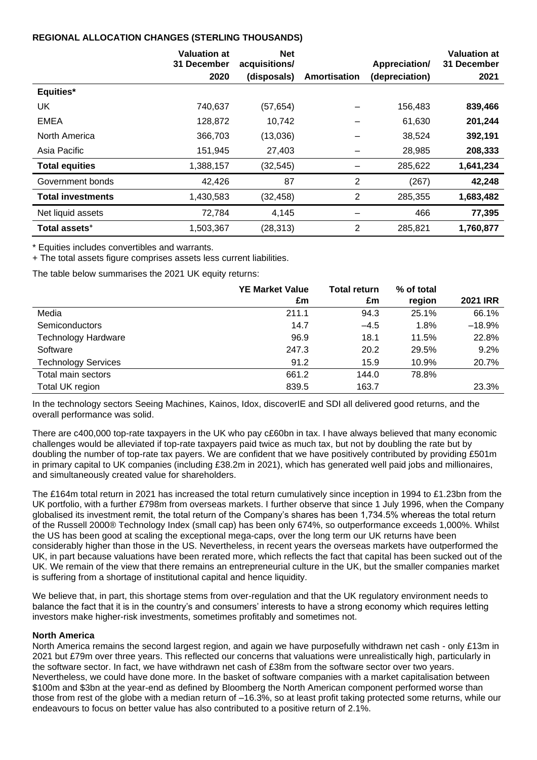**REGIONAL ALLOCATION CHANGES (STERLING THOUSANDS)**

| | Valuation at 31 December 2020 | Net acquisitions/ (disposals) | Amortisation | Appreciation/ (depreciation) | Valuation at 31 December 2021 |
|---|---|---|---|---|---|
| **Equities*** | | | | | |
| UK | 740,637 | (57,654) | – | 156,483 | **839,466** |
| EMEA | 128,872 | 10,742 | – | 61,630 | **201,244** |
| North America | 366,703 | (13,036) | – | 38,524 | **392,191** |
| Asia Pacific | 151,945 | 27,403 | – | 28,985 | **208,333** |
| **Total equities** | 1,388,157 | (32,545) | – | 285,622 | **1,641,234** |
| Government bonds | 42,426 | 87 | 2 | (267) | **42,248** |
| **Total investments** | 1,430,583 | (32,458) | 2 | 285,355 | **1,683,482** |
| Net liquid assets | 72,784 | 4,145 | – | 466 | **77,395** |
| **Total assets+** | 1,503,367 | (28,313) | 2 | 285,821 | **1,760,877** |

\* Equities includes convertibles and warrants.

+ The total assets figure comprises assets less current liabilities.

The table below summarises the 2021 UK equity returns:

| | YE Market Value £m | Total return £m | % of total region | 2021 IRR |
|---|---|---|---|---|
| Media | 211.1 | 94.3 | 25.1% | 66.1% |
| Semiconductors | 14.7 | –4.5 | 1.8% | –18.9% |
| Technology Hardware | 96.9 | 18.1 | 11.5% | 22.8% |
| Software | 247.3 | 20.2 | 29.5% | 9.2% |
| Technology Services | 91.2 | 15.9 | 10.9% | 20.7% |
| Total main sectors | 661.2 | 144.0 | 78.8% | |
| Total UK region | 839.5 | 163.7 | | 23.3% |

In the technology sectors Seeing Machines, Kainos, Idox, discoverIE and SDI all delivered good returns, and the overall performance was solid.

There are c400,000 top-rate taxpayers in the UK who pay c£60bn in tax. I have always believed that many economic challenges would be alleviated if top-rate taxpayers paid twice as much tax, but not by doubling the rate but by doubling the number of top-rate tax payers. We are confident that we have positively contributed by providing £501m in primary capital to UK companies (including £38.2m in 2021), which has generated well paid jobs and millionaires, and simultaneously created value for shareholders.

The £164m total return in 2021 has increased the total return cumulatively since inception in 1994 to £1.23bn from the UK portfolio, with a further £798m from overseas markets. I further observe that since 1 July 1996, when the Company globalised its investment remit, the total return of the Company's shares has been 1,734.5% whereas the total return of the Russell 2000® Technology Index (small cap) has been only 674%, so outperformance exceeds 1,000%. Whilst the US has been good at scaling the exceptional mega-caps, over the long term our UK returns have been considerably higher than those in the US. Nevertheless, in recent years the overseas markets have outperformed the UK, in part because valuations have been rerated more, which reflects the fact that capital has been sucked out of the UK. We remain of the view that there remains an entrepreneurial culture in the UK, but the smaller companies market is suffering from a shortage of institutional capital and hence liquidity.

We believe that, in part, this shortage stems from over-regulation and that the UK regulatory environment needs to balance the fact that it is in the country's and consumers' interests to have a strong economy which requires letting investors make higher-risk investments, sometimes profitably and sometimes not.

**North America**

North America remains the second largest region, and again we have purposefully withdrawn net cash - only £13m in 2021 but £79m over three years. This reflected our concerns that valuations were unrealistically high, particularly in the software sector. In fact, we have withdrawn net cash of £38m from the software sector over two years. Nevertheless, we could have done more. In the basket of software companies with a market capitalisation between \$100m and \$3bn at the year-end as defined by Bloomberg the North American component performed worse than those from rest of the globe with a median return of –16.3%, so at least profit taking protected some returns, while our endeavours to focus on better value has also contributed to a positive return of 2.1%.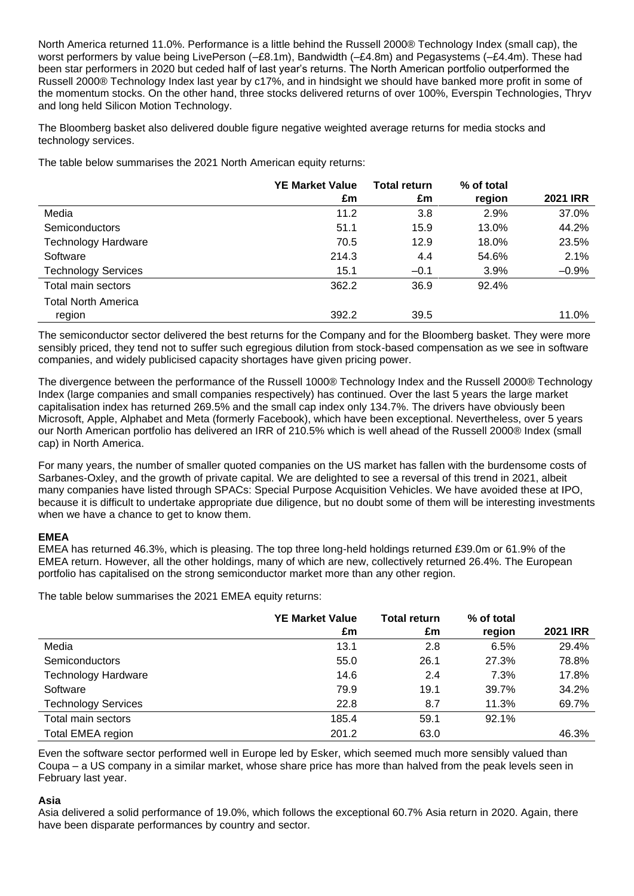North America returned 11.0%. Performance is a little behind the Russell 2000® Technology Index (small cap), the worst performers by value being LivePerson (–£8.1m), Bandwidth (–£4.8m) and Pegasystems (–£4.4m). These had been star performers in 2020 but ceded half of last year's returns. The North American portfolio outperformed the Russell 2000® Technology Index last year by c17%, and in hindsight we should have banked more profit in some of the momentum stocks. On the other hand, three stocks delivered returns of over 100%, Everspin Technologies, Thryv and long held Silicon Motion Technology.

The Bloomberg basket also delivered double figure negative weighted average returns for media stocks and technology services.

The table below summarises the 2021 North American equity returns:

| | YE Market Value £m | Total return £m | % of total region | 2021 IRR |
|---|---|---|---|---|
| Media | 11.2 | 3.8 | 2.9% | 37.0% |
| Semiconductors | 51.1 | 15.9 | 13.0% | 44.2% |
| Technology Hardware | 70.5 | 12.9 | 18.0% | 23.5% |
| Software | 214.3 | 4.4 | 54.6% | 2.1% |
| Technology Services | 15.1 | –0.1 | 3.9% | –0.9% |
| Total main sectors | 362.2 | 36.9 | 92.4% | |
| Total North America region | 392.2 | 39.5 | | 11.0% |

The semiconductor sector delivered the best returns for the Company and for the Bloomberg basket. They were more sensibly priced, they tend not to suffer such egregious dilution from stock-based compensation as we see in software companies, and widely publicised capacity shortages have given pricing power.

The divergence between the performance of the Russell 1000® Technology Index and the Russell 2000® Technology Index (large companies and small companies respectively) has continued. Over the last 5 years the large market capitalisation index has returned 269.5% and the small cap index only 134.7%. The drivers have obviously been Microsoft, Apple, Alphabet and Meta (formerly Facebook), which have been exceptional. Nevertheless, over 5 years our North American portfolio has delivered an IRR of 210.5% which is well ahead of the Russell 2000® Index (small cap) in North America.

For many years, the number of smaller quoted companies on the US market has fallen with the burdensome costs of Sarbanes-Oxley, and the growth of private capital. We are delighted to see a reversal of this trend in 2021, albeit many companies have listed through SPACs: Special Purpose Acquisition Vehicles. We have avoided these at IPO, because it is difficult to undertake appropriate due diligence, but no doubt some of them will be interesting investments when we have a chance to get to know them.

**EMEA**

EMEA has returned 46.3%, which is pleasing. The top three long-held holdings returned £39.0m or 61.9% of the EMEA return. However, all the other holdings, many of which are new, collectively returned 26.4%. The European portfolio has capitalised on the strong semiconductor market more than any other region.

The table below summarises the 2021 EMEA equity returns:

| | YE Market Value £m | Total return £m | % of total region | 2021 IRR |
|---|---|---|---|---|
| Media | 13.1 | 2.8 | 6.5% | 29.4% |
| Semiconductors | 55.0 | 26.1 | 27.3% | 78.8% |
| Technology Hardware | 14.6 | 2.4 | 7.3% | 17.8% |
| Software | 79.9 | 19.1 | 39.7% | 34.2% |
| Technology Services | 22.8 | 8.7 | 11.3% | 69.7% |
| Total main sectors | 185.4 | 59.1 | 92.1% | |
| Total EMEA region | 201.2 | 63.0 | | 46.3% |

Even the software sector performed well in Europe led by Esker, which seemed much more sensibly valued than Coupa – a US company in a similar market, whose share price has more than halved from the peak levels seen in February last year.

**Asia**

Asia delivered a solid performance of 19.0%, which follows the exceptional 60.7% Asia return in 2020. Again, there have been disparate performances by country and sector.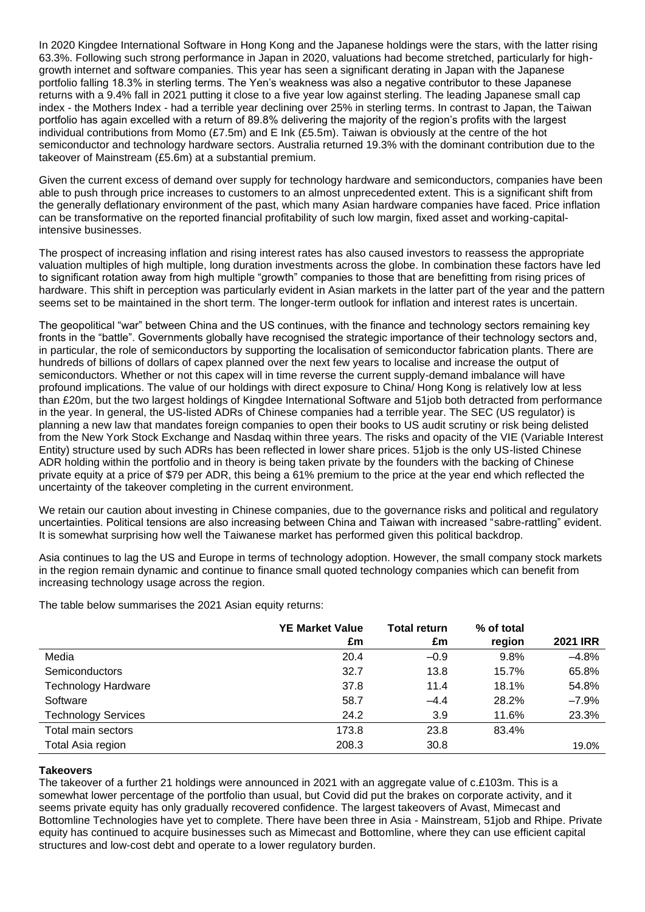In 2020 Kingdee International Software in Hong Kong and the Japanese holdings were the stars, with the latter rising 63.3%. Following such strong performance in Japan in 2020, valuations had become stretched, particularly for high-growth internet and software companies. This year has seen a significant derating in Japan with the Japanese portfolio falling 18.3% in sterling terms. The Yen's weakness was also a negative contributor to these Japanese returns with a 9.4% fall in 2021 putting it close to a five year low against sterling. The leading Japanese small cap index - the Mothers Index - had a terrible year declining over 25% in sterling terms. In contrast to Japan, the Taiwan portfolio has again excelled with a return of 89.8% delivering the majority of the region's profits with the largest individual contributions from Momo (£7.5m) and E Ink (£5.5m). Taiwan is obviously at the centre of the hot semiconductor and technology hardware sectors. Australia returned 19.3% with the dominant contribution due to the takeover of Mainstream (£5.6m) at a substantial premium.

Given the current excess of demand over supply for technology hardware and semiconductors, companies have been able to push through price increases to customers to an almost unprecedented extent. This is a significant shift from the generally deflationary environment of the past, which many Asian hardware companies have faced. Price inflation can be transformative on the reported financial profitability of such low margin, fixed asset and working-capital-intensive businesses.

The prospect of increasing inflation and rising interest rates has also caused investors to reassess the appropriate valuation multiples of high multiple, long duration investments across the globe. In combination these factors have led to significant rotation away from high multiple "growth" companies to those that are benefitting from rising prices of hardware. This shift in perception was particularly evident in Asian markets in the latter part of the year and the pattern seems set to be maintained in the short term. The longer-term outlook for inflation and interest rates is uncertain.

The geopolitical "war" between China and the US continues, with the finance and technology sectors remaining key fronts in the "battle". Governments globally have recognised the strategic importance of their technology sectors and, in particular, the role of semiconductors by supporting the localisation of semiconductor fabrication plants. There are hundreds of billions of dollars of capex planned over the next few years to localise and increase the output of semiconductors. Whether or not this capex will in time reverse the current supply-demand imbalance will have profound implications. The value of our holdings with direct exposure to China/ Hong Kong is relatively low at less than £20m, but the two largest holdings of Kingdee International Software and 51job both detracted from performance in the year. In general, the US-listed ADRs of Chinese companies had a terrible year. The SEC (US regulator) is planning a new law that mandates foreign companies to open their books to US audit scrutiny or risk being delisted from the New York Stock Exchange and Nasdaq within three years. The risks and opacity of the VIE (Variable Interest Entity) structure used by such ADRs has been reflected in lower share prices. 51job is the only US-listed Chinese ADR holding within the portfolio and in theory is being taken private by the founders with the backing of Chinese private equity at a price of $79 per ADR, this being a 61% premium to the price at the year end which reflected the uncertainty of the takeover completing in the current environment.

We retain our caution about investing in Chinese companies, due to the governance risks and political and regulatory uncertainties. Political tensions are also increasing between China and Taiwan with increased "sabre-rattling" evident. It is somewhat surprising how well the Taiwanese market has performed given this political backdrop.

Asia continues to lag the US and Europe in terms of technology adoption. However, the small company stock markets in the region remain dynamic and continue to finance small quoted technology companies which can benefit from increasing technology usage across the region.

The table below summarises the 2021 Asian equity returns:

| | YE Market Value £m | Total return £m | % of total region | 2021 IRR |
|---|---|---|---|---|
| Media | 20.4 | –0.9 | 9.8% | –4.8% |
| Semiconductors | 32.7 | 13.8 | 15.7% | 65.8% |
| Technology Hardware | 37.8 | 11.4 | 18.1% | 54.8% |
| Software | 58.7 | –4.4 | 28.2% | –7.9% |
| Technology Services | 24.2 | 3.9 | 11.6% | 23.3% |
| Total main sectors | 173.8 | 23.8 | 83.4% | |
| Total Asia region | 208.3 | 30.8 | | 19.0% |

**Takeovers**

The takeover of a further 21 holdings were announced in 2021 with an aggregate value of c.£103m. This is a somewhat lower percentage of the portfolio than usual, but Covid did put the brakes on corporate activity, and it seems private equity has only gradually recovered confidence. The largest takeovers of Avast, Mimecast and Bottomline Technologies have yet to complete. There have been three in Asia - Mainstream, 51job and Rhipe. Private equity has continued to acquire businesses such as Mimecast and Bottomline, where they can use efficient capital structures and low-cost debt and operate to a lower regulatory burden.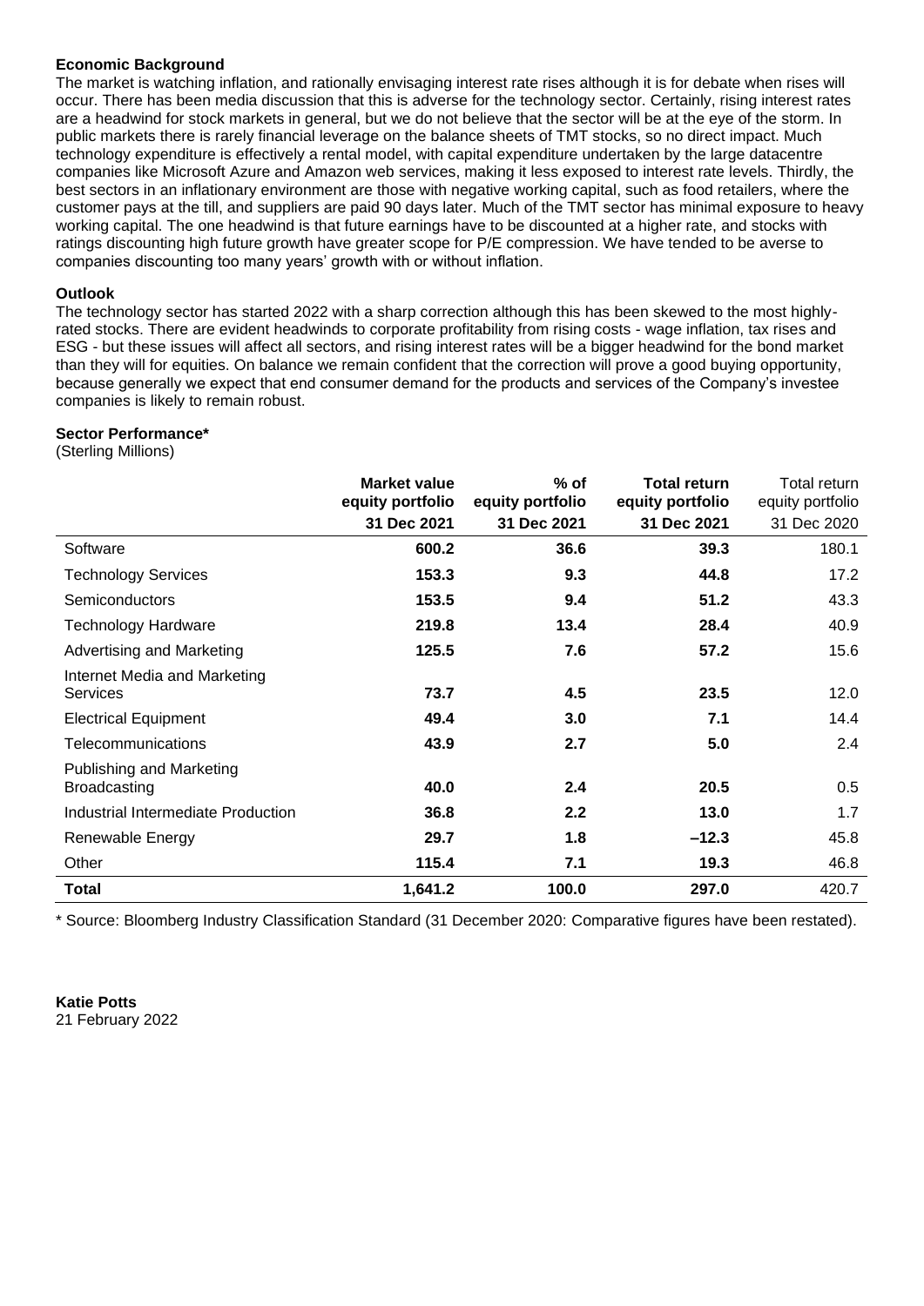**Economic Background**

The market is watching inflation, and rationally envisaging interest rate rises although it is for debate when rises will occur. There has been media discussion that this is adverse for the technology sector. Certainly, rising interest rates are a headwind for stock markets in general, but we do not believe that the sector will be at the eye of the storm. In public markets there is rarely financial leverage on the balance sheets of TMT stocks, so no direct impact. Much technology expenditure is effectively a rental model, with capital expenditure undertaken by the large datacentre companies like Microsoft Azure and Amazon web services, making it less exposed to interest rate levels. Thirdly, the best sectors in an inflationary environment are those with negative working capital, such as food retailers, where the customer pays at the till, and suppliers are paid 90 days later. Much of the TMT sector has minimal exposure to heavy working capital. The one headwind is that future earnings have to be discounted at a higher rate, and stocks with ratings discounting high future growth have greater scope for P/E compression. We have tended to be averse to companies discounting too many years' growth with or without inflation.

**Outlook**

The technology sector has started 2022 with a sharp correction although this has been skewed to the most highly-rated stocks. There are evident headwinds to corporate profitability from rising costs - wage inflation, tax rises and ESG - but these issues will affect all sectors, and rising interest rates will be a bigger headwind for the bond market than they will for equities. On balance we remain confident that the correction will prove a good buying opportunity, because generally we expect that end consumer demand for the products and services of the Company's investee companies is likely to remain robust.

**Sector Performance***

(Sterling Millions)

| | **Market value equity portfolio 31 Dec 2021** | **% of equity portfolio 31 Dec 2021** | **Total return equity portfolio 31 Dec 2021** | Total return equity portfolio 31 Dec 2020 |
|---|---|---|---|---|
| Software | **600.2** | **36.6** | **39.3** | 180.1 |
| Technology Services | **153.3** | **9.3** | **44.8** | 17.2 |
| Semiconductors | **153.5** | **9.4** | **51.2** | 43.3 |
| Technology Hardware | **219.8** | **13.4** | **28.4** | 40.9 |
| Advertising and Marketing | **125.5** | **7.6** | **57.2** | 15.6 |
| Internet Media and Marketing Services | **73.7** | **4.5** | **23.5** | 12.0 |
| Electrical Equipment | **49.4** | **3.0** | **7.1** | 14.4 |
| Telecommunications | **43.9** | **2.7** | **5.0** | 2.4 |
| Publishing and Marketing Broadcasting | **40.0** | **2.4** | **20.5** | 0.5 |
| Industrial Intermediate Production | **36.8** | **2.2** | **13.0** | 1.7 |
| Renewable Energy | **29.7** | **1.8** | **–12.3** | 45.8 |
| Other | **115.4** | **7.1** | **19.3** | 46.8 |
| **Total** | **1,641.2** | **100.0** | **297.0** | 420.7 |

\* Source: Bloomberg Industry Classification Standard (31 December 2020: Comparative figures have been restated).

**Katie Potts**
21 February 2022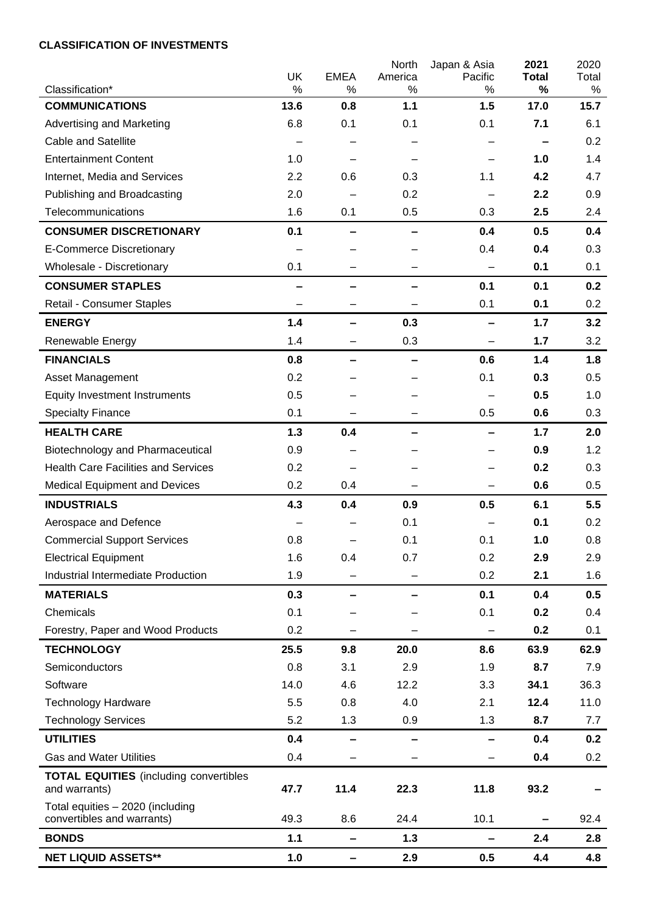**CLASSIFICATION OF INVESTMENTS**

| Classification* | UK % | EMEA % | North America % | Japan & Asia Pacific % | **2021 Total %** | 2020 Total % |
|---|---|---|---|---|---|---|
| **COMMUNICATIONS** | **13.6** | **0.8** | **1.1** | **1.5** | **17.0** | **15.7** |
| Advertising and Marketing | 6.8 | 0.1 | 0.1 | 0.1 | **7.1** | 6.1 |
| Cable and Satellite | – | – | – | – | **–** | 0.2 |
| Entertainment Content | 1.0 | – | – | – | **1.0** | 1.4 |
| Internet, Media and Services | 2.2 | 0.6 | 0.3 | 1.1 | **4.2** | 4.7 |
| Publishing and Broadcasting | 2.0 | – | 0.2 | – | **2.2** | 0.9 |
| Telecommunications | 1.6 | 0.1 | 0.5 | 0.3 | **2.5** | 2.4 |
| **CONSUMER DISCRETIONARY** | **0.1** | **–** | **–** | **0.4** | **0.5** | **0.4** |
| E-Commerce Discretionary | – | – | – | 0.4 | **0.4** | 0.3 |
| Wholesale - Discretionary | 0.1 | – | – | – | **0.1** | 0.1 |
| **CONSUMER STAPLES** | **–** | **–** | **–** | **0.1** | **0.1** | **0.2** |
| Retail - Consumer Staples | – | – | – | 0.1 | **0.1** | 0.2 |
| **ENERGY** | **1.4** | **–** | **0.3** | **–** | **1.7** | **3.2** |
| Renewable Energy | 1.4 | – | 0.3 | – | **1.7** | 3.2 |
| **FINANCIALS** | **0.8** | **–** | **–** | **0.6** | **1.4** | **1.8** |
| Asset Management | 0.2 | – | – | 0.1 | **0.3** | 0.5 |
| Equity Investment Instruments | 0.5 | – | – | – | **0.5** | 1.0 |
| Specialty Finance | 0.1 | – | – | 0.5 | **0.6** | 0.3 |
| **HEALTH CARE** | **1.3** | **0.4** | **–** | **–** | **1.7** | **2.0** |
| Biotechnology and Pharmaceutical | 0.9 | – | – | – | **0.9** | 1.2 |
| Health Care Facilities and Services | 0.2 | – | – | – | **0.2** | 0.3 |
| Medical Equipment and Devices | 0.2 | 0.4 | – | – | **0.6** | 0.5 |
| **INDUSTRIALS** | **4.3** | **0.4** | **0.9** | **0.5** | **6.1** | **5.5** |
| Aerospace and Defence | – | – | 0.1 | – | **0.1** | 0.2 |
| Commercial Support Services | 0.8 | – | 0.1 | 0.1 | **1.0** | 0.8 |
| Electrical Equipment | 1.6 | 0.4 | 0.7 | 0.2 | **2.9** | 2.9 |
| Industrial Intermediate Production | 1.9 | – | – | 0.2 | **2.1** | 1.6 |
| **MATERIALS** | **0.3** | **–** | **–** | **0.1** | **0.4** | **0.5** |
| Chemicals | 0.1 | – | – | 0.1 | **0.2** | 0.4 |
| Forestry, Paper and Wood Products | 0.2 | – | – | – | **0.2** | 0.1 |
| **TECHNOLOGY** | **25.5** | **9.8** | **20.0** | **8.6** | **63.9** | **62.9** |
| Semiconductors | 0.8 | 3.1 | 2.9 | 1.9 | **8.7** | 7.9 |
| Software | 14.0 | 4.6 | 12.2 | 3.3 | **34.1** | 36.3 |
| Technology Hardware | 5.5 | 0.8 | 4.0 | 2.1 | **12.4** | 11.0 |
| Technology Services | 5.2 | 1.3 | 0.9 | 1.3 | **8.7** | 7.7 |
| **UTILITIES** | **0.4** | **–** | **–** | **–** | **0.4** | **0.2** |
| Gas and Water Utilities | 0.4 | – | – | – | **0.4** | 0.2 |
| **TOTAL EQUITIES** (including convertibles and warrants) | **47.7** | **11.4** | **22.3** | **11.8** | **93.2** | **–** |
| Total equities – 2020 (including convertibles and warrants) | 49.3 | 8.6 | 24.4 | 10.1 | **–** | 92.4 |
| **BONDS** | **1.1** | **–** | **1.3** | **–** | **2.4** | **2.8** |
| **NET LIQUID ASSETS**** | **1.0** | **–** | **2.9** | **0.5** | **4.4** | **4.8** |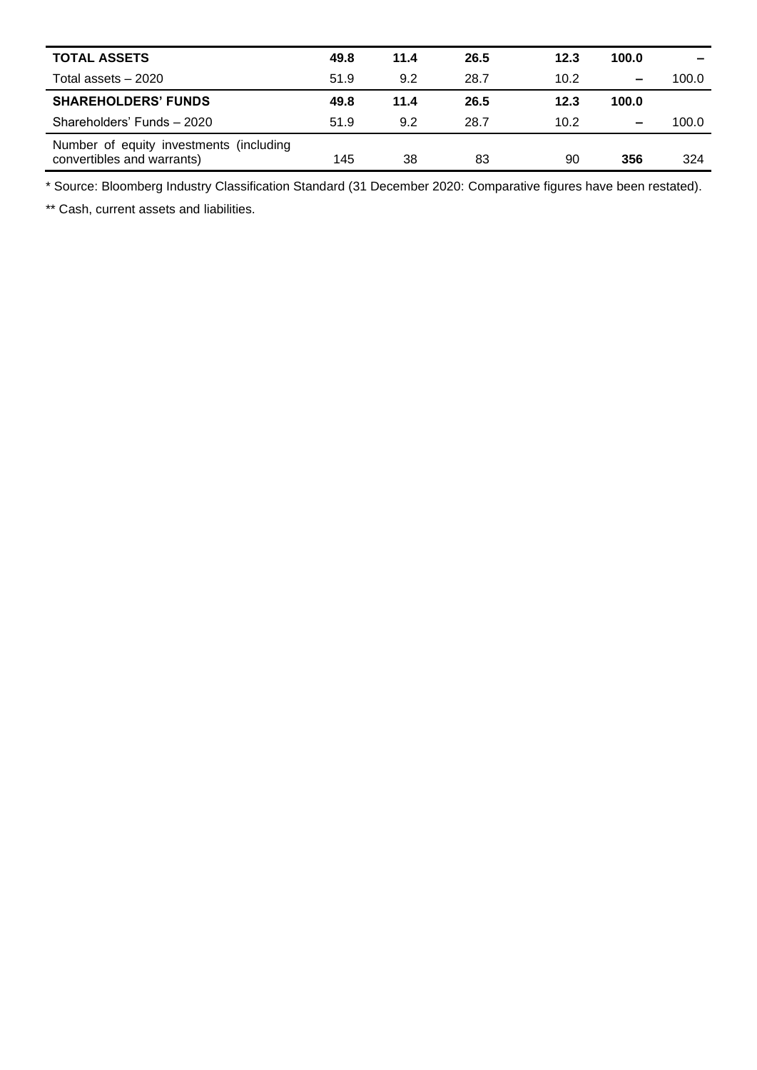| | | | | | | |
|---|---|---|---|---|---|---|
| **TOTAL ASSETS** | **49.8** | **11.4** | **26.5** | **12.3** | **100.0** | – |
| Total assets – 2020 | 51.9 | 9.2 | 28.7 | 10.2 | – | 100.0 |
| **SHAREHOLDERS' FUNDS** | **49.8** | **11.4** | **26.5** | **12.3** | **100.0** | |
| Shareholders' Funds – 2020 | 51.9 | 9.2 | 28.7 | 10.2 | – | 100.0 |
| Number of equity investments (including convertibles and warrants) | 145 | 38 | 83 | 90 | **356** | 324 |

* Source: Bloomberg Industry Classification Standard (31 December 2020: Comparative figures have been restated).

** Cash, current assets and liabilities.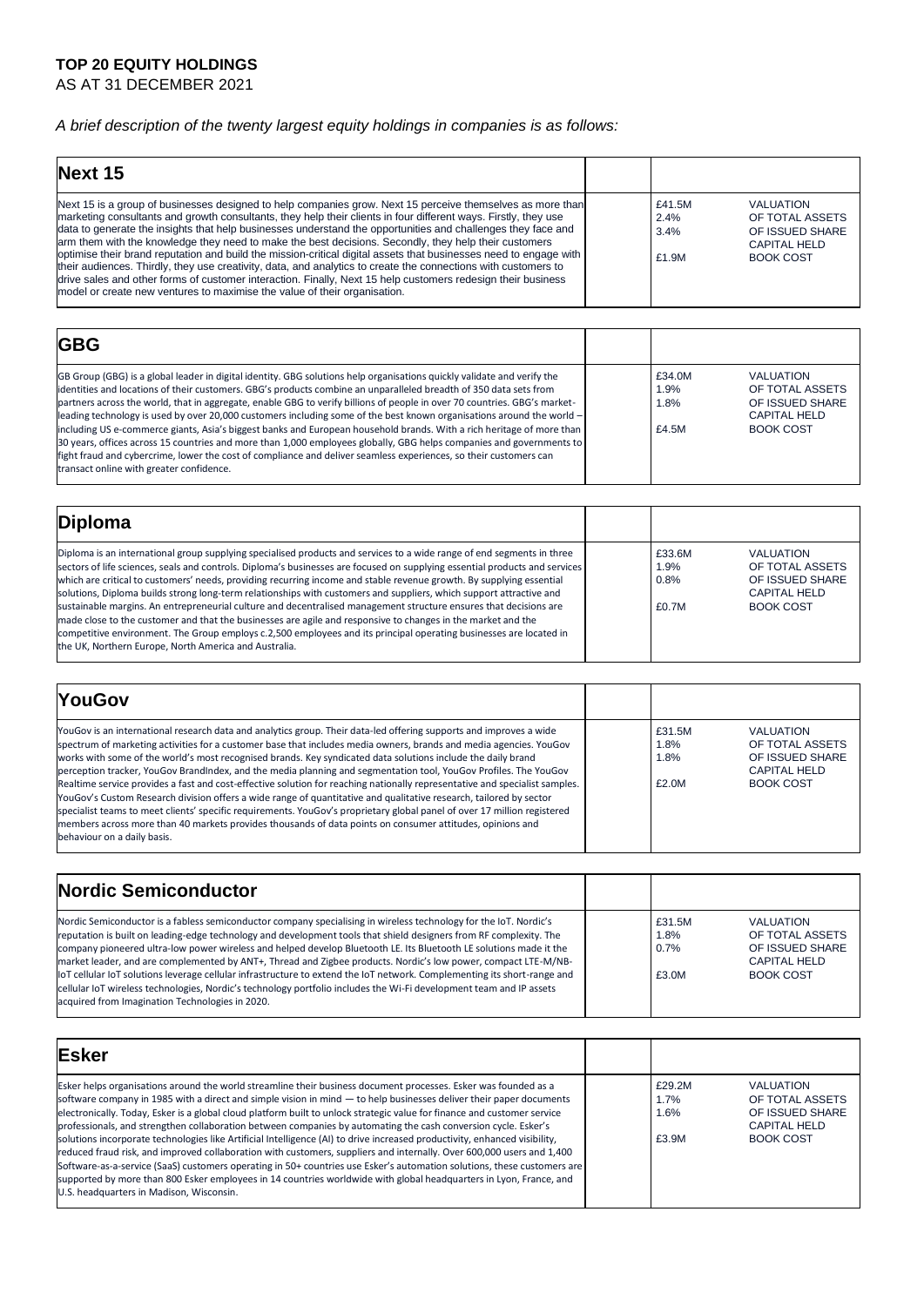**TOP 20 EQUITY HOLDINGS**
AS AT 31 DECEMBER 2021

*A brief description of the twenty largest equity holdings in companies is as follows:*

## Next 15

Next 15 is a group of businesses designed to help companies grow. Next 15 perceive themselves as more than marketing consultants and growth consultants, they help their clients in four different ways. Firstly, they use data to generate the insights that help businesses understand the opportunities and challenges they face and arm them with the knowledge they need to make the best decisions. Secondly, they help their customers optimise their brand reputation and build the mission-critical digital assets that businesses need to engage with their audiences. Thirdly, they use creativity, data, and analytics to create the connections with customers to drive sales and other forms of customer interaction. Finally, Next 15 help customers redesign their business model or create new ventures to maximise the value of their organisation.

| | |
|---|---|
| £41.5M | VALUATION |
| 2.4% | OF TOTAL ASSETS |
| 3.4% | OF ISSUED SHARE CAPITAL HELD |
| £1.9M | BOOK COST |

## GBG

GB Group (GBG) is a global leader in digital identity. GBG solutions help organisations quickly validate and verify the identities and locations of their customers. GBG's products combine an unparalleled breadth of 350 data sets from partners across the world, that in aggregate, enable GBG to verify billions of people in over 70 countries. GBG's market-leading technology is used by over 20,000 customers including some of the best known organisations around the world – including US e-commerce giants, Asia's biggest banks and European household brands. With a rich heritage of more than 30 years, offices across 15 countries and more than 1,000 employees globally, GBG helps companies and governments to fight fraud and cybercrime, lower the cost of compliance and deliver seamless experiences, so their customers can transact online with greater confidence.

| | |
|---|---|
| £34.0M | VALUATION |
| 1.9% | OF TOTAL ASSETS |
| 1.8% | OF ISSUED SHARE CAPITAL HELD |
| £4.5M | BOOK COST |

## Diploma

Diploma is an international group supplying specialised products and services to a wide range of end segments in three sectors of life sciences, seals and controls. Diploma's businesses are focused on supplying essential products and services which are critical to customers' needs, providing recurring income and stable revenue growth. By supplying essential solutions, Diploma builds strong long-term relationships with customers and suppliers, which support attractive and sustainable margins. An entrepreneurial culture and decentralised management structure ensures that decisions are made close to the customer and that the businesses are agile and responsive to changes in the market and the competitive environment. The Group employs c.2,500 employees and its principal operating businesses are located in the UK, Northern Europe, North America and Australia.

| | |
|---|---|
| £33.6M | VALUATION |
| 1.9% | OF TOTAL ASSETS |
| 0.8% | OF ISSUED SHARE CAPITAL HELD |
| £0.7M | BOOK COST |

## YouGov

YouGov is an international research data and analytics group. Their data-led offering supports and improves a wide spectrum of marketing activities for a customer base that includes media owners, brands and media agencies. YouGov works with some of the world's most recognised brands. Key syndicated data solutions include the daily brand perception tracker, YouGov BrandIndex, and the media planning and segmentation tool, YouGov Profiles. The YouGov Realtime service provides a fast and cost-effective solution for reaching nationally representative and specialist samples. YouGov's Custom Research division offers a wide range of quantitative and qualitative research, tailored by sector specialist teams to meet clients' specific requirements. YouGov's proprietary global panel of over 17 million registered members across more than 40 markets provides thousands of data points on consumer attitudes, opinions and behaviour on a daily basis.

| | |
|---|---|
| £31.5M | VALUATION |
| 1.8% | OF TOTAL ASSETS |
| 1.8% | OF ISSUED SHARE CAPITAL HELD |
| £2.0M | BOOK COST |

## Nordic Semiconductor

Nordic Semiconductor is a fabless semiconductor company specialising in wireless technology for the IoT. Nordic's reputation is built on leading-edge technology and development tools that shield designers from RF complexity. The company pioneered ultra-low power wireless and helped develop Bluetooth LE. Its Bluetooth LE solutions made it the market leader, and are complemented by ANT+, Thread and Zigbee products. Nordic's low power, compact LTE-M/NB-IoT cellular IoT solutions leverage cellular infrastructure to extend the IoT network. Complementing its short-range and cellular IoT wireless technologies, Nordic's technology portfolio includes the Wi-Fi development team and IP assets acquired from Imagination Technologies in 2020.

| | |
|---|---|
| £31.5M | VALUATION |
| 1.8% | OF TOTAL ASSETS |
| 0.7% | OF ISSUED SHARE CAPITAL HELD |
| £3.0M | BOOK COST |

## Esker

Esker helps organisations around the world streamline their business document processes. Esker was founded as a software company in 1985 with a direct and simple vision in mind — to help businesses deliver their paper documents electronically. Today, Esker is a global cloud platform built to unlock strategic value for finance and customer service professionals, and strengthen collaboration between companies by automating the cash conversion cycle. Esker's solutions incorporate technologies like Artificial Intelligence (AI) to drive increased productivity, enhanced visibility, reduced fraud risk, and improved collaboration with customers, suppliers and internally. Over 600,000 users and 1,400 Software-as-a-service (SaaS) customers operating in 50+ countries use Esker's automation solutions, these customers are supported by more than 800 Esker employees in 14 countries worldwide with global headquarters in Lyon, France, and U.S. headquarters in Madison, Wisconsin.

| | |
|---|---|
| £29.2M | VALUATION |
| 1.7% | OF TOTAL ASSETS |
| 1.6% | OF ISSUED SHARE CAPITAL HELD |
| £3.9M | BOOK COST |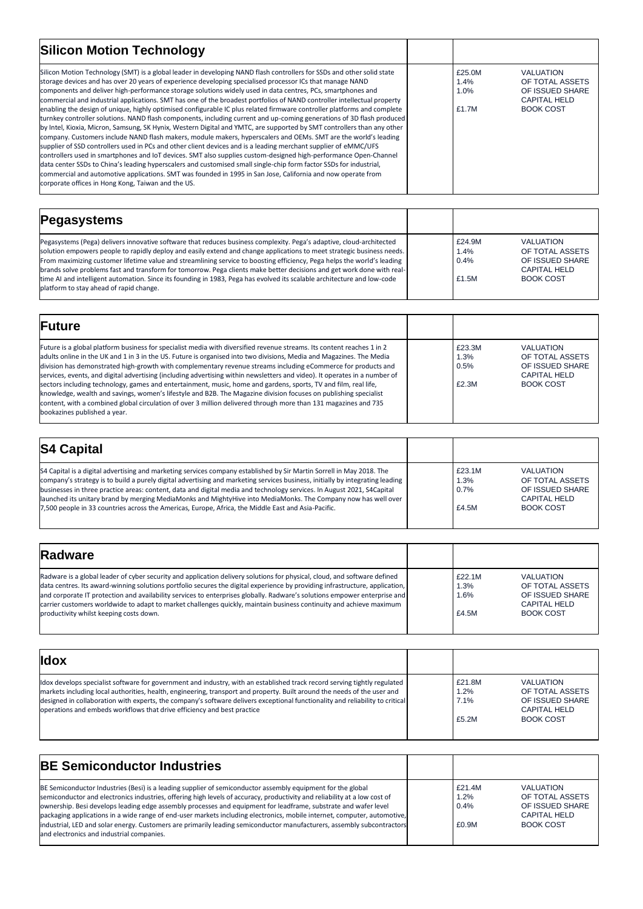## Silicon Motion Technology

Silicon Motion Technology (SMT) is a global leader in developing NAND flash controllers for SSDs and other solid state storage devices and has over 20 years of experience developing specialised processor ICs that manage NAND components and deliver high-performance storage solutions widely used in data centres, PCs, smartphones and commercial and industrial applications. SMT has one of the broadest portfolios of NAND controller intellectual property enabling the design of unique, highly optimised configurable IC plus related firmware controller platforms and complete turnkey controller solutions. NAND flash components, including current and up-coming generations of 3D flash produced by Intel, Kioxia, Micron, Samsung, SK Hynix, Western Digital and YMTC, are supported by SMT controllers than any other company. Customers include NAND flash makers, module makers, hyperscalers and OEMs. SMT are the world's leading supplier of SSD controllers used in PCs and other client devices and is a leading merchant supplier of eMMC/UFS controllers used in smartphones and IoT devices. SMT also supplies custom-designed high-performance Open-Channel data center SSDs to China's leading hyperscalers and customised small single-chip form factor SSDs for industrial, commercial and automotive applications. SMT was founded in 1995 in San Jose, California and now operate from corporate offices in Hong Kong, Taiwan and the US.

| | |
|---|---|
| £25.0M | VALUATION |
| 1.4% | OF TOTAL ASSETS |
| 1.0% | OF ISSUED SHARE CAPITAL HELD |
| £1.7M | BOOK COST |

## Pegasystems

Pegasystems (Pega) delivers innovative software that reduces business complexity. Pega's adaptive, cloud-architected solution empowers people to rapidly deploy and easily extend and change applications to meet strategic business needs. From maximizing customer lifetime value and streamlining service to boosting efficiency, Pega helps the world's leading brands solve problems fast and transform for tomorrow. Pega clients make better decisions and get work done with real-time AI and intelligent automation. Since its founding in 1983, Pega has evolved its scalable architecture and low-code platform to stay ahead of rapid change.

| | |
|---|---|
| £24.9M | VALUATION |
| 1.4% | OF TOTAL ASSETS |
| 0.4% | OF ISSUED SHARE CAPITAL HELD |
| £1.5M | BOOK COST |

## Future

Future is a global platform business for specialist media with diversified revenue streams. Its content reaches 1 in 2 adults online in the UK and 1 in 3 in the US. Future is organised into two divisions, Media and Magazines. The Media division has demonstrated high-growth with complementary revenue streams including eCommerce for products and services, events, and digital advertising (including advertising within newsletters and video). It operates in a number of sectors including technology, games and entertainment, music, home and gardens, sports, TV and film, real life, knowledge, wealth and savings, women's lifestyle and B2B. The Magazine division focuses on publishing specialist content, with a combined global circulation of over 3 million delivered through more than 131 magazines and 735 bookazines published a year.

| | |
|---|---|
| £23.3M | VALUATION |
| 1.3% | OF TOTAL ASSETS |
| 0.5% | OF ISSUED SHARE CAPITAL HELD |
| £2.3M | BOOK COST |

## S4 Capital

S4 Capital is a digital advertising and marketing services company established by Sir Martin Sorrell in May 2018. The company's strategy is to build a purely digital advertising and marketing services business, initially by integrating leading businesses in three practice areas: content, data and digital media and technology services. In August 2021, S4Capital launched its unitary brand by merging MediaMonks and MightyHive into MediaMonks. The Company now has well over 7,500 people in 33 countries across the Americas, Europe, Africa, the Middle East and Asia-Pacific.

| | |
|---|---|
| £23.1M | VALUATION |
| 1.3% | OF TOTAL ASSETS |
| 0.7% | OF ISSUED SHARE CAPITAL HELD |
| £4.5M | BOOK COST |

## Radware

Radware is a global leader of cyber security and application delivery solutions for physical, cloud, and software defined data centres. Its award-winning solutions portfolio secures the digital experience by providing infrastructure, application, and corporate IT protection and availability services to enterprises globally. Radware's solutions empower enterprise and carrier customers worldwide to adapt to market challenges quickly, maintain business continuity and achieve maximum productivity whilst keeping costs down.

| | |
|---|---|
| £22.1M | VALUATION |
| 1.3% | OF TOTAL ASSETS |
| 1.6% | OF ISSUED SHARE CAPITAL HELD |
| £4.5M | BOOK COST |

## Idox

Idox develops specialist software for government and industry, with an established track record serving tightly regulated markets including local authorities, health, engineering, transport and property. Built around the needs of the user and designed in collaboration with experts, the company's software delivers exceptional functionality and reliability to critical operations and embeds workflows that drive efficiency and best practice

| | |
|---|---|
| £21.8M | VALUATION |
| 1.2% | OF TOTAL ASSETS |
| 7.1% | OF ISSUED SHARE CAPITAL HELD |
| £5.2M | BOOK COST |

## BE Semiconductor Industries

BE Semiconductor Industries (Besi) is a leading supplier of semiconductor assembly equipment for the global semiconductor and electronics industries, offering high levels of accuracy, productivity and reliability at a low cost of ownership. Besi develops leading edge assembly processes and equipment for leadframe, substrate and wafer level packaging applications in a wide range of end-user markets including electronics, mobile internet, computer, automotive, industrial, LED and solar energy. Customers are primarily leading semiconductor manufacturers, assembly subcontractors and electronics and industrial companies.

| | |
|---|---|
| £21.4M | VALUATION |
| 1.2% | OF TOTAL ASSETS |
| 0.4% | OF ISSUED SHARE CAPITAL HELD |
| £0.9M | BOOK COST |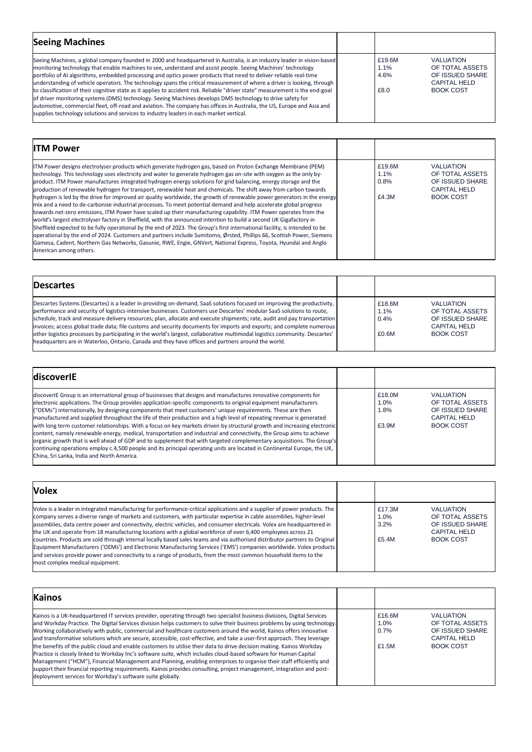## Seeing Machines

Seeing Machines, a global company founded in 2000 and headquartered in Australia, is an industry leader in vision-based monitoring technology that enable machines to see, understand and assist people. Seeing Machines' technology portfolio of AI algorithms, embedded processing and optics power products that need to deliver reliable real-time understanding of vehicle operators. The technology spans the critical measurement of where a driver is looking, through to classification of their cognitive state as it applies to accident risk. Reliable "driver state" measurement is the end-goal of driver monitoring systems (DMS) technology. Seeing Machines develops DMS technology to drive safety for automotive, commercial fleet, off-road and aviation. The company has offices in Australia, the US, Europe and Asia and supplies technology solutions and services to industry leaders in each market vertical.

| | |
|---|---|
| £19.6M | VALUATION |
| 1.1% | OF TOTAL ASSETS |
| 4.6% | OF ISSUED SHARE CAPITAL HELD |
| £8.0 | BOOK COST |

## ITM Power

ITM Power designs electrolyser products which generate hydrogen gas, based on Proton Exchange Membrane (PEM) technology. This technology uses electricity and water to generate hydrogen gas on-site with oxygen as the only by-product. ITM Power manufactures integrated hydrogen energy solutions for grid balancing, energy storage and the production of renewable hydrogen for transport, renewable heat and chemicals. The shift away from carbon towards hydrogen is led by the drive for improved air quality worldwide, the growth of renewable power generators in the energy mix and a need to de-carbonise industrial processes. To meet potential demand and help accelerate global progress towards net-zero emissions, ITM Power have scaled up their manufacturing capability. ITM Power operates from the world's largest electrolyser factory in Sheffield, with the announced intention to build a second UK Gigafactory in Sheffield expected to be fully operational by the end of 2023. The Group's first international facility, is intended to be operational by the end of 2024. Customers and partners include Sumitomo, Ørsted, Phillips 66, Scottish Power, Siemens Gamesa, Cadent, Northern Gas Networks, Gasunie, RWE, Engie, GNVert, National Express, Toyota, Hyundai and Anglo American among others.

| | |
|---|---|
| £19.6M | VALUATION |
| 1.1% | OF TOTAL ASSETS |
| 0.8% | OF ISSUED SHARE CAPITAL HELD |
| £4.3M | BOOK COST |

## Descartes

Descartes Systems (Descartes) is a leader in providing on-demand, SaaS solutions focused on improving the productivity, performance and security of logistics-intensive businesses. Customers use Descartes' modular SaaS solutions to route, schedule, track and measure delivery resources; plan, allocate and execute shipments; rate, audit and pay transportation invoices; access global trade data; file customs and security documents for imports and exports; and complete numerous other logistics processes by participating in the world's largest, collaborative multimodal logistics community. Descartes' headquarters are in Waterloo, Ontario, Canada and they have offices and partners around the world.

| | |
|---|---|
| £18.6M | VALUATION |
| 1.1% | OF TOTAL ASSETS |
| 0.4% | OF ISSUED SHARE CAPITAL HELD |
| £0.6M | BOOK COST |

## discoverIE

discoverIE Group is an international group of businesses that designs and manufactures innovative components for electronic applications. The Group provides application-specific components to original equipment manufacturers ("OEMs") internationally, by designing components that meet customers' unique requirements. These are then manufactured and supplied throughout the life of their production and a high level of repeating revenue is generated with long term customer relationships. With a focus on key markets driven by structural growth and increasing electronic content, namely renewable energy, medical, transportation and industrial and connectivity, the Group aims to achieve organic growth that is well ahead of GDP and to supplement that with targeted complementary acquisitions. The Group's continuing operations employ c.4,500 people and its principal operating units are located in Continental Europe, the UK, China, Sri Lanka, India and North America.

| | |
|---|---|
| £18.0M | VALUATION |
| 1.0% | OF TOTAL ASSETS |
| 1.8% | OF ISSUED SHARE CAPITAL HELD |
| £3.9M | BOOK COST |

## Volex

Volex is a leader in integrated manufacturing for performance-critical applications and a supplier of power products. The company serves a diverse range of markets and customers, with particular expertise in cable assemblies, higher-level assemblies, data centre power and connectivity, electric vehicles, and consumer electricals. Volex are headquartered in the UK and operate from 18 manufacturing locations with a global workforce of over 6,400 employees across 21 countries. Products are sold through internal locally based sales teams and via authorised distributor partners to Original Equipment Manufacturers ('OEMs') and Electronic Manufacturing Services ('EMS') companies worldwide. Volex products and services provide power and connectivity to a range of products, from the most common household items to the most complex medical equipment.

| | |
|---|---|
| £17.3M | VALUATION |
| 1.0% | OF TOTAL ASSETS |
| 3.2% | OF ISSUED SHARE CAPITAL HELD |
| £5.4M | BOOK COST |

## Kainos

Kainos is a UK-headquartered IT services provider, operating through two specialist business divisions, Digital Services and Workday Practice. The Digital Services division helps customers to solve their business problems by using technology. Working collaboratively with public, commercial and healthcare customers around the world, Kainos offers innovative and transformative solutions which are secure, accessible, cost-effective, and take a user-first approach. They leverage the benefits of the public cloud and enable customers to utilise their data to drive decision making. Kainos Workday Practice is closely linked to Workday Inc's software suite, which includes cloud-based software for Human Capital Management ("HCM"), Financial Management and Planning, enabling enterprises to organise their staff efficiently and support their financial reporting requirements. Kainos provides consulting, project management, integration and post-deployment services for Workday's software suite globally.

| | |
|---|---|
| £16.6M | VALUATION |
| 1.0% | OF TOTAL ASSETS |
| 0.7% | OF ISSUED SHARE CAPITAL HELD |
| £1.5M | BOOK COST |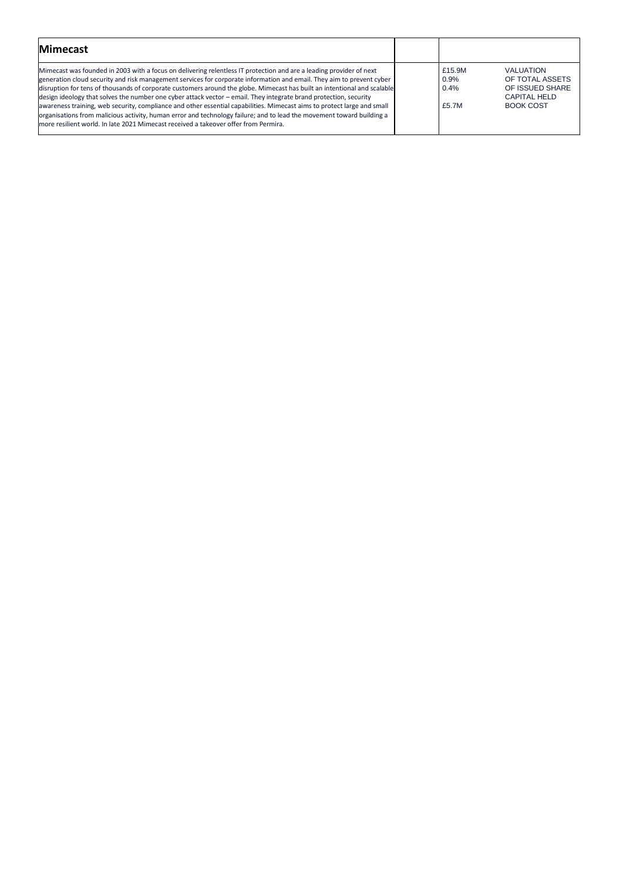## Mimecast

Mimecast was founded in 2003 with a focus on delivering relentless IT protection and are a leading provider of next generation cloud security and risk management services for corporate information and email. They aim to prevent cyber disruption for tens of thousands of corporate customers around the globe. Mimecast has built an intentional and scalable design ideology that solves the number one cyber attack vector – email. They integrate brand protection, security awareness training, web security, compliance and other essential capabilities. Mimecast aims to protect large and small organisations from malicious activity, human error and technology failure; and to lead the movement toward building a more resilient world. In late 2021 Mimecast received a takeover offer from Permira.

| | |
|---|---|
| £15.9M | VALUATION |
| 0.9% | OF TOTAL ASSETS |
| 0.4% | OF ISSUED SHARE CAPITAL HELD |
| £5.7M | BOOK COST |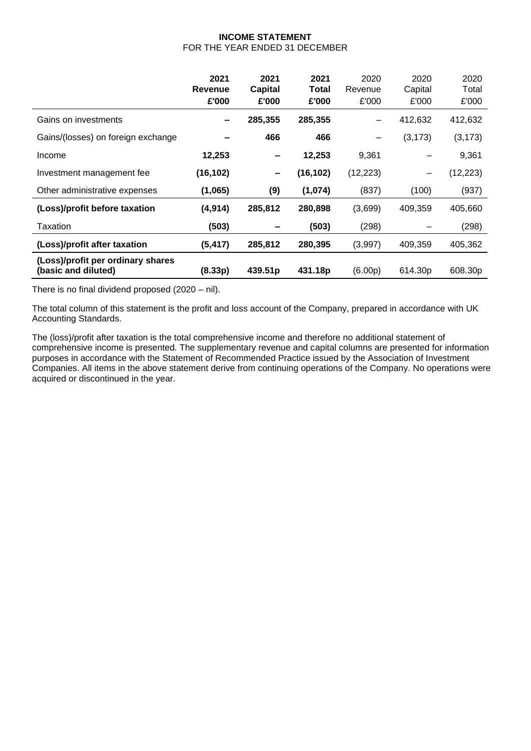# INCOME STATEMENT

FOR THE YEAR ENDED 31 DECEMBER

| | **2021 Revenue £'000** | **2021 Capital £'000** | **2021 Total £'000** | 2020 Revenue £'000 | 2020 Capital £'000 | 2020 Total £'000 |
|---|---|---|---|---|---|---|
| Gains on investments | **–** | **285,355** | **285,355** | – | 412,632 | 412,632 |
| Gains/(losses) on foreign exchange | **–** | **466** | **466** | – | (3,173) | (3,173) |
| Income | **12,253** | **–** | **12,253** | 9,361 | – | 9,361 |
| Investment management fee | **(16,102)** | **–** | **(16,102)** | (12,223) | – | (12,223) |
| Other administrative expenses | **(1,065)** | **(9)** | **(1,074)** | (837) | (100) | (937) |
| **(Loss)/profit before taxation** | **(4,914)** | **285,812** | **280,898** | (3,699) | 409,359 | 405,660 |
| Taxation | **(503)** | **–** | **(503)** | (298) | – | (298) |
| **(Loss)/profit after taxation** | **(5,417)** | **285,812** | **280,395** | (3,997) | 409,359 | 405,362 |
| **(Loss)/profit per ordinary shares (basic and diluted)** | **(8.33p)** | **439.51p** | **431.18p** | (6.00p) | 614.30p | 608.30p |

There is no final dividend proposed (2020 – nil).

The total column of this statement is the profit and loss account of the Company, prepared in accordance with UK Accounting Standards.

The (loss)/profit after taxation is the total comprehensive income and therefore no additional statement of comprehensive income is presented. The supplementary revenue and capital columns are presented for information purposes in accordance with the Statement of Recommended Practice issued by the Association of Investment Companies. All items in the above statement derive from continuing operations of the Company. No operations were acquired or discontinued in the year.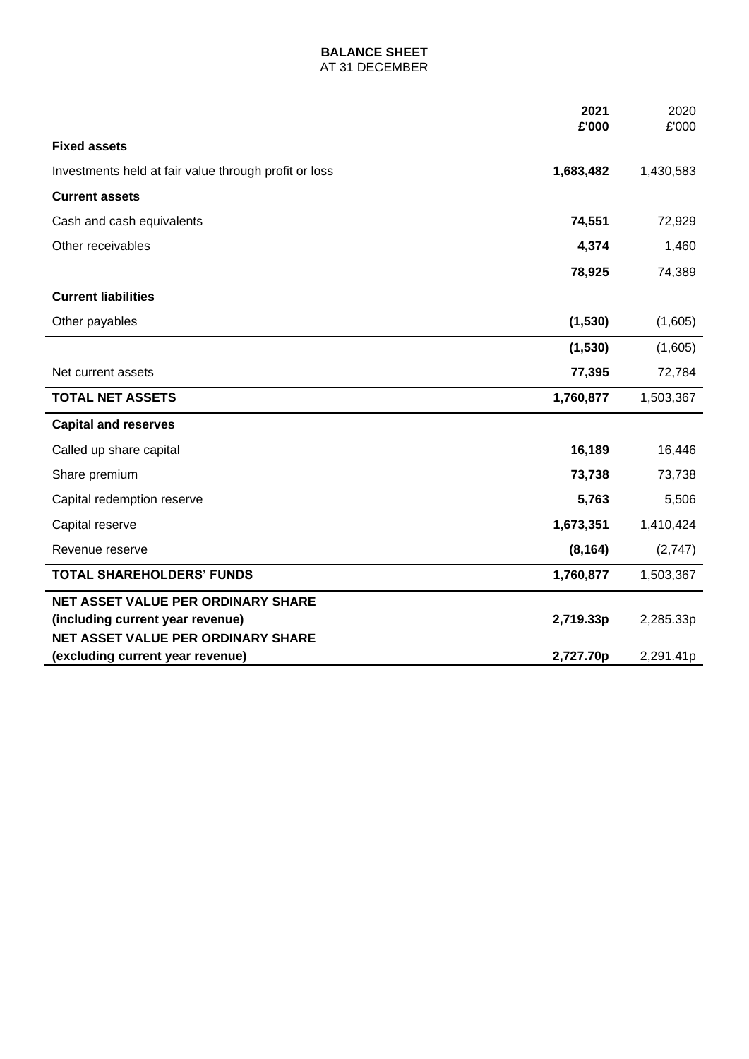# BALANCE SHEET

AT 31 DECEMBER

| | 2021<br>£'000 | 2020<br>£'000 |
|---|---|---|
| **Fixed assets** | | |
| Investments held at fair value through profit or loss | **1,683,482** | 1,430,583 |
| **Current assets** | | |
| Cash and cash equivalents | **74,551** | 72,929 |
| Other receivables | **4,374** | 1,460 |
| | **78,925** | 74,389 |
| **Current liabilities** | | |
| Other payables | **(1,530)** | (1,605) |
| | **(1,530)** | (1,605) |
| Net current assets | **77,395** | 72,784 |
| **TOTAL NET ASSETS** | **1,760,877** | 1,503,367 |
| **Capital and reserves** | | |
| Called up share capital | **16,189** | 16,446 |
| Share premium | **73,738** | 73,738 |
| Capital redemption reserve | **5,763** | 5,506 |
| Capital reserve | **1,673,351** | 1,410,424 |
| Revenue reserve | **(8,164)** | (2,747) |
| **TOTAL SHAREHOLDERS' FUNDS** | **1,760,877** | 1,503,367 |
| **NET ASSET VALUE PER ORDINARY SHARE (including current year revenue)** | **2,719.33p** | 2,285.33p |
| **NET ASSET VALUE PER ORDINARY SHARE (excluding current year revenue)** | **2,727.70p** | 2,291.41p |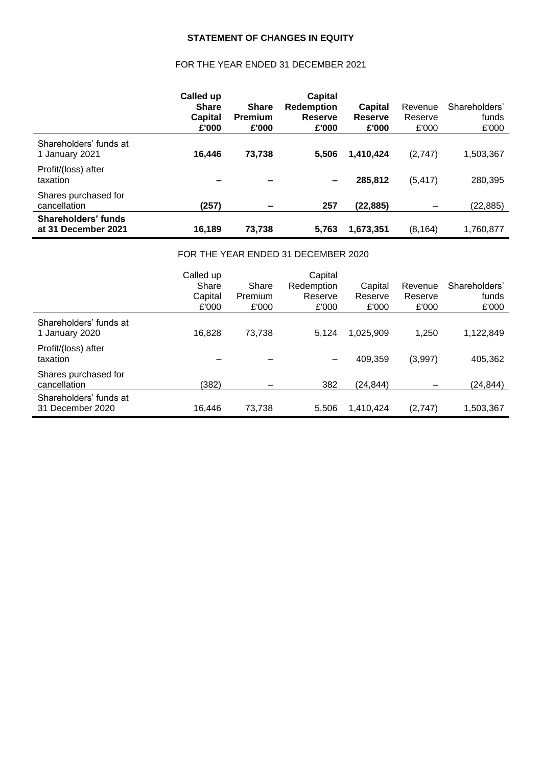# STATEMENT OF CHANGES IN EQUITY

## FOR THE YEAR ENDED 31 DECEMBER 2021

| | **Called up Share Capital £'000** | **Share Premium £'000** | **Capital Redemption Reserve £'000** | **Capital Reserve £'000** | Revenue Reserve £'000 | Shareholders' funds £'000 |
|---|---|---|---|---|---|---|
| Shareholders' funds at 1 January 2021 | **16,446** | **73,738** | **5,506** | **1,410,424** | (2,747) | 1,503,367 |
| Profit/(loss) after taxation | **–** | **–** | **–** | **285,812** | (5,417) | 280,395 |
| Shares purchased for cancellation | **(257)** | **–** | **257** | **(22,885)** | – | (22,885) |
| **Shareholders' funds at 31 December 2021** | **16,189** | **73,738** | **5,763** | **1,673,351** | (8,164) | 1,760,877 |

## FOR THE YEAR ENDED 31 DECEMBER 2020

| | Called up Share Capital £'000 | Share Premium £'000 | Capital Redemption Reserve £'000 | Capital Reserve £'000 | Revenue Reserve £'000 | Shareholders' funds £'000 |
|---|---|---|---|---|---|---|
| Shareholders' funds at 1 January 2020 | 16,828 | 73,738 | 5,124 | 1,025,909 | 1,250 | 1,122,849 |
| Profit/(loss) after taxation | – | – | – | 409,359 | (3,997) | 405,362 |
| Shares purchased for cancellation | (382) | – | 382 | (24,844) | – | (24,844) |
| Shareholders' funds at 31 December 2020 | 16,446 | 73,738 | 5,506 | 1,410,424 | (2,747) | 1,503,367 |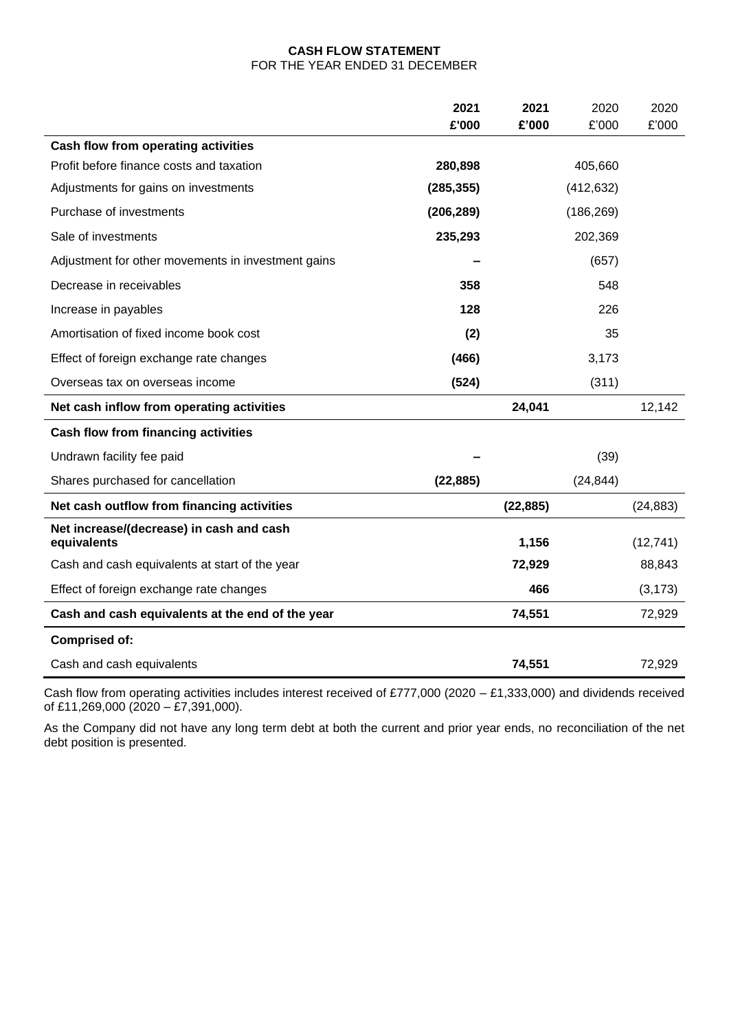**CASH FLOW STATEMENT**
FOR THE YEAR ENDED 31 DECEMBER

| | 2021 £'000 | 2021 £'000 | 2020 £'000 | 2020 £'000 |
|---|---|---|---|---|
| **Cash flow from operating activities** | | | | |
| Profit before finance costs and taxation | **280,898** | | 405,660 | |
| Adjustments for gains on investments | **(285,355)** | | (412,632) | |
| Purchase of investments | **(206,289)** | | (186,269) | |
| Sale of investments | **235,293** | | 202,369 | |
| Adjustment for other movements in investment gains | **–** | | (657) | |
| Decrease in receivables | **358** | | 548 | |
| Increase in payables | **128** | | 226 | |
| Amortisation of fixed income book cost | **(2)** | | 35 | |
| Effect of foreign exchange rate changes | **(466)** | | 3,173 | |
| Overseas tax on overseas income | **(524)** | | (311) | |
| **Net cash inflow from operating activities** | | **24,041** | | 12,142 |
| **Cash flow from financing activities** | | | | |
| Undrawn facility fee paid | **–** | | (39) | |
| Shares purchased for cancellation | **(22,885)** | | (24,844) | |
| **Net cash outflow from financing activities** | | **(22,885)** | | (24,883) |
| **Net increase/(decrease) in cash and cash equivalents** | | **1,156** | | (12,741) |
| Cash and cash equivalents at start of the year | | **72,929** | | 88,843 |
| Effect of foreign exchange rate changes | | **466** | | (3,173) |
| **Cash and cash equivalents at the end of the year** | | **74,551** | | 72,929 |
| **Comprised of:** | | | | |
| Cash and cash equivalents | | **74,551** | | 72,929 |

Cash flow from operating activities includes interest received of £777,000 (2020 – £1,333,000) and dividends received of £11,269,000 (2020 – £7,391,000).

As the Company did not have any long term debt at both the current and prior year ends, no reconciliation of the net debt position is presented.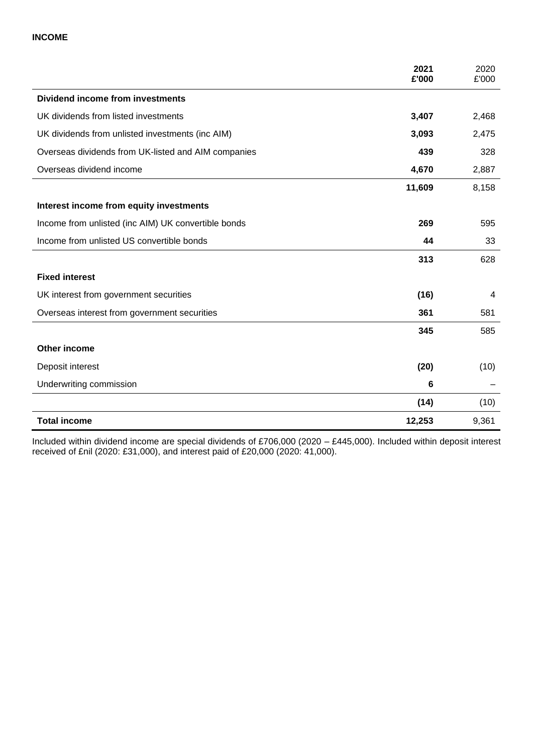**INCOME**

| | **2021 £'000** | 2020 £'000 |
|---|---|---|
| **Dividend income from investments** | | |
| UK dividends from listed investments | **3,407** | 2,468 |
| UK dividends from unlisted investments (inc AIM) | **3,093** | 2,475 |
| Overseas dividends from UK-listed and AIM companies | **439** | 328 |
| Overseas dividend income | **4,670** | 2,887 |
| | **11,609** | 8,158 |
| **Interest income from equity investments** | | |
| Income from unlisted (inc AIM) UK convertible bonds | **269** | 595 |
| Income from unlisted US convertible bonds | **44** | 33 |
| | **313** | 628 |
| **Fixed interest** | | |
| UK interest from government securities | **(16)** | 4 |
| Overseas interest from government securities | **361** | 581 |
| | **345** | 585 |
| **Other income** | | |
| Deposit interest | **(20)** | (10) |
| Underwriting commission | **6** | – |
| | **(14)** | (10) |
| **Total income** | **12,253** | 9,361 |

Included within dividend income are special dividends of £706,000 (2020 – £445,000). Included within deposit interest received of £nil (2020: £31,000), and interest paid of £20,000 (2020: 41,000).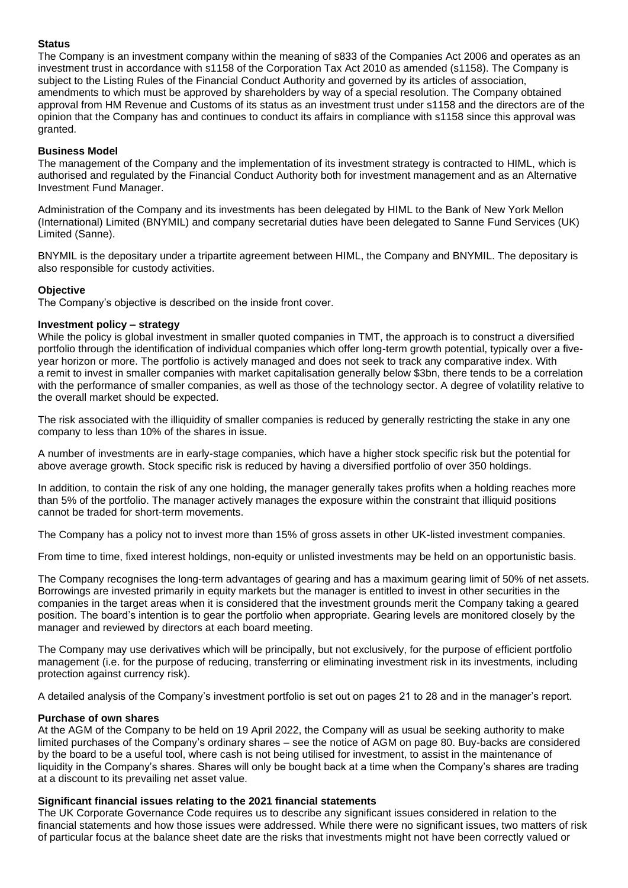**Status**

The Company is an investment company within the meaning of s833 of the Companies Act 2006 and operates as an investment trust in accordance with s1158 of the Corporation Tax Act 2010 as amended (s1158). The Company is subject to the Listing Rules of the Financial Conduct Authority and governed by its articles of association, amendments to which must be approved by shareholders by way of a special resolution. The Company obtained approval from HM Revenue and Customs of its status as an investment trust under s1158 and the directors are of the opinion that the Company has and continues to conduct its affairs in compliance with s1158 since this approval was granted.

**Business Model**

The management of the Company and the implementation of its investment strategy is contracted to HIML, which is authorised and regulated by the Financial Conduct Authority both for investment management and as an Alternative Investment Fund Manager.

Administration of the Company and its investments has been delegated by HIML to the Bank of New York Mellon (International) Limited (BNYMIL) and company secretarial duties have been delegated to Sanne Fund Services (UK) Limited (Sanne).

BNYMIL is the depositary under a tripartite agreement between HIML, the Company and BNYMIL. The depositary is also responsible for custody activities.

**Objective**

The Company's objective is described on the inside front cover.

**Investment policy – strategy**

While the policy is global investment in smaller quoted companies in TMT, the approach is to construct a diversified portfolio through the identification of individual companies which offer long-term growth potential, typically over a five-year horizon or more. The portfolio is actively managed and does not seek to track any comparative index. With a remit to invest in smaller companies with market capitalisation generally below $3bn, there tends to be a correlation with the performance of smaller companies, as well as those of the technology sector. A degree of volatility relative to the overall market should be expected.

The risk associated with the illiquidity of smaller companies is reduced by generally restricting the stake in any one company to less than 10% of the shares in issue.

A number of investments are in early-stage companies, which have a higher stock specific risk but the potential for above average growth. Stock specific risk is reduced by having a diversified portfolio of over 350 holdings.

In addition, to contain the risk of any one holding, the manager generally takes profits when a holding reaches more than 5% of the portfolio. The manager actively manages the exposure within the constraint that illiquid positions cannot be traded for short-term movements.

The Company has a policy not to invest more than 15% of gross assets in other UK-listed investment companies.

From time to time, fixed interest holdings, non-equity or unlisted investments may be held on an opportunistic basis.

The Company recognises the long-term advantages of gearing and has a maximum gearing limit of 50% of net assets. Borrowings are invested primarily in equity markets but the manager is entitled to invest in other securities in the companies in the target areas when it is considered that the investment grounds merit the Company taking a geared position. The board's intention is to gear the portfolio when appropriate. Gearing levels are monitored closely by the manager and reviewed by directors at each board meeting.

The Company may use derivatives which will be principally, but not exclusively, for the purpose of efficient portfolio management (i.e. for the purpose of reducing, transferring or eliminating investment risk in its investments, including protection against currency risk).

A detailed analysis of the Company's investment portfolio is set out on pages 21 to 28 and in the manager's report.

**Purchase of own shares**

At the AGM of the Company to be held on 19 April 2022, the Company will as usual be seeking authority to make limited purchases of the Company's ordinary shares – see the notice of AGM on page 80. Buy-backs are considered by the board to be a useful tool, where cash is not being utilised for investment, to assist in the maintenance of liquidity in the Company's shares. Shares will only be bought back at a time when the Company's shares are trading at a discount to its prevailing net asset value.

**Significant financial issues relating to the 2021 financial statements**

The UK Corporate Governance Code requires us to describe any significant issues considered in relation to the financial statements and how those issues were addressed. While there were no significant issues, two matters of risk of particular focus at the balance sheet date are the risks that investments might not have been correctly valued or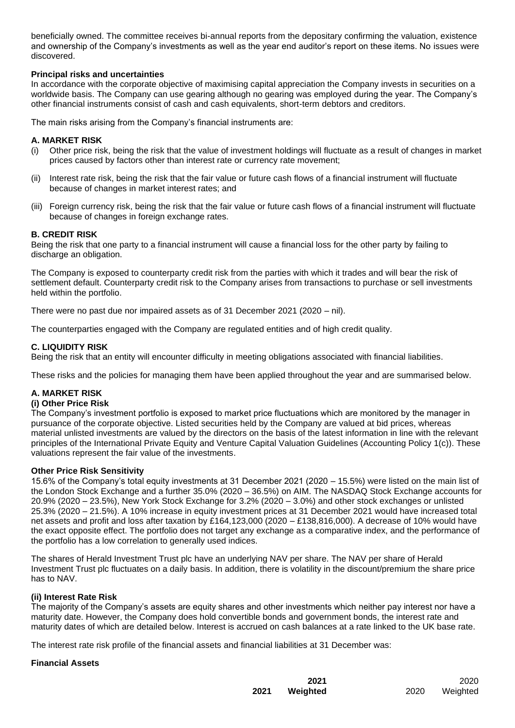beneficially owned. The committee receives bi-annual reports from the depositary confirming the valuation, existence and ownership of the Company's investments as well as the year end auditor's report on these items. No issues were discovered.

**Principal risks and uncertainties**

In accordance with the corporate objective of maximising capital appreciation the Company invests in securities on a worldwide basis. The Company can use gearing although no gearing was employed during the year. The Company's other financial instruments consist of cash and cash equivalents, short-term debtors and creditors.

The main risks arising from the Company's financial instruments are:

**A. MARKET RISK**

(i) Other price risk, being the risk that the value of investment holdings will fluctuate as a result of changes in market prices caused by factors other than interest rate or currency rate movement;

(ii) Interest rate risk, being the risk that the fair value or future cash flows of a financial instrument will fluctuate because of changes in market interest rates; and

(iii) Foreign currency risk, being the risk that the fair value or future cash flows of a financial instrument will fluctuate because of changes in foreign exchange rates.

**B. CREDIT RISK**

Being the risk that one party to a financial instrument will cause a financial loss for the other party by failing to discharge an obligation.

The Company is exposed to counterparty credit risk from the parties with which it trades and will bear the risk of settlement default. Counterparty credit risk to the Company arises from transactions to purchase or sell investments held within the portfolio.

There were no past due nor impaired assets as of 31 December 2021 (2020 – nil).

The counterparties engaged with the Company are regulated entities and of high credit quality.

**C. LIQUIDITY RISK**

Being the risk that an entity will encounter difficulty in meeting obligations associated with financial liabilities.

These risks and the policies for managing them have been applied throughout the year and are summarised below.

**A. MARKET RISK**

**(i) Other Price Risk**

The Company's investment portfolio is exposed to market price fluctuations which are monitored by the manager in pursuance of the corporate objective. Listed securities held by the Company are valued at bid prices, whereas material unlisted investments are valued by the directors on the basis of the latest information in line with the relevant principles of the International Private Equity and Venture Capital Valuation Guidelines (Accounting Policy 1(c)). These valuations represent the fair value of the investments.

**Other Price Risk Sensitivity**

15.6% of the Company's total equity investments at 31 December 2021 (2020 – 15.5%) were listed on the main list of the London Stock Exchange and a further 35.0% (2020 – 36.5%) on AIM. The NASDAQ Stock Exchange accounts for 20.9% (2020 – 23.5%), New York Stock Exchange for 3.2% (2020 – 3.0%) and other stock exchanges or unlisted 25.3% (2020 – 21.5%). A 10% increase in equity investment prices at 31 December 2021 would have increased total net assets and profit and loss after taxation by £164,123,000 (2020 – £138,816,000). A decrease of 10% would have the exact opposite effect. The portfolio does not target any exchange as a comparative index, and the performance of the portfolio has a low correlation to generally used indices.

The shares of Herald Investment Trust plc have an underlying NAV per share. The NAV per share of Herald Investment Trust plc fluctuates on a daily basis. In addition, there is volatility in the discount/premium the share price has to NAV.

**(ii) Interest Rate Risk**

The majority of the Company's assets are equity shares and other investments which neither pay interest nor have a maturity date. However, the Company does hold convertible bonds and government bonds, the interest rate and maturity dates of which are detailed below. Interest is accrued on cash balances at a rate linked to the UK base rate.

The interest rate risk profile of the financial assets and financial liabilities at 31 December was:

**Financial Assets**

| | **2021** | **2021 Weighted** | 2020 | 2020 Weighted |
|---|---|---|---|---|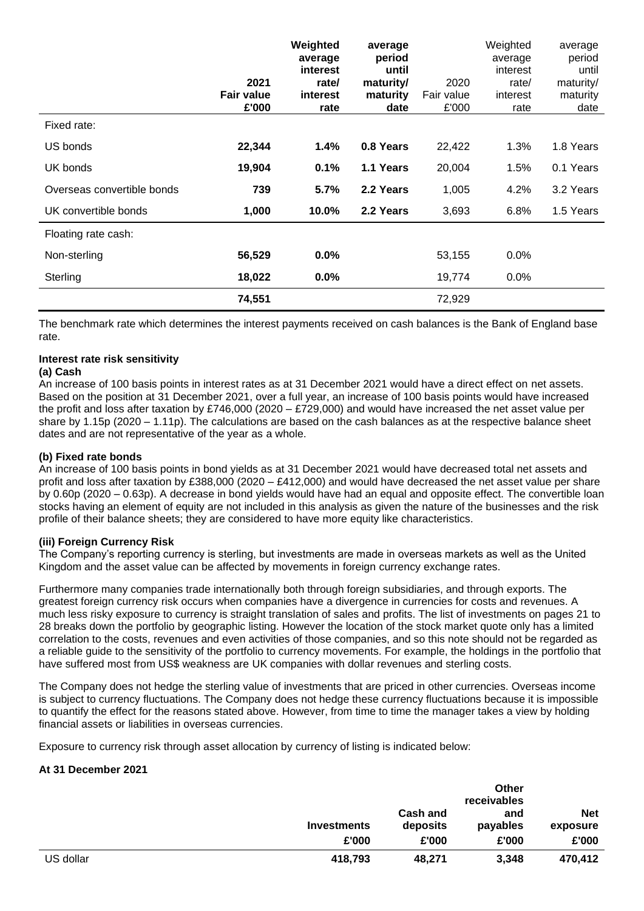| | 2021 Fair value £'000 | Weighted average interest rate/ interest rate | average period until maturity/ maturity date | 2020 Fair value £'000 | Weighted average interest rate/ interest rate | average period until maturity/ maturity date |
|---|---|---|---|---|---|---|
| Fixed rate: | | | | | | |
| US bonds | **22,344** | **1.4%** | **0.8 Years** | 22,422 | 1.3% | 1.8 Years |
| UK bonds | **19,904** | **0.1%** | **1.1 Years** | 20,004 | 1.5% | 0.1 Years |
| Overseas convertible bonds | **739** | **5.7%** | **2.2 Years** | 1,005 | 4.2% | 3.2 Years |
| UK convertible bonds | **1,000** | **10.0%** | **2.2 Years** | 3,693 | 6.8% | 1.5 Years |
| Floating rate cash: | | | | | | |
| Non-sterling | **56,529** | **0.0%** | | 53,155 | 0.0% | |
| Sterling | **18,022** | **0.0%** | | 19,774 | 0.0% | |
| | **74,551** | | | 72,929 | | |

The benchmark rate which determines the interest payments received on cash balances is the Bank of England base rate.

**Interest rate risk sensitivity**

**(a) Cash**

An increase of 100 basis points in interest rates as at 31 December 2021 would have a direct effect on net assets. Based on the position at 31 December 2021, over a full year, an increase of 100 basis points would have increased the profit and loss after taxation by £746,000 (2020 – £729,000) and would have increased the net asset value per share by 1.15p (2020 – 1.11p). The calculations are based on the cash balances as at the respective balance sheet dates and are not representative of the year as a whole.

**(b) Fixed rate bonds**

An increase of 100 basis points in bond yields as at 31 December 2021 would have decreased total net assets and profit and loss after taxation by £388,000 (2020 – £412,000) and would have decreased the net asset value per share by 0.60p (2020 – 0.63p). A decrease in bond yields would have had an equal and opposite effect. The convertible loan stocks having an element of equity are not included in this analysis as given the nature of the businesses and the risk profile of their balance sheets; they are considered to have more equity like characteristics.

**(iii) Foreign Currency Risk**

The Company's reporting currency is sterling, but investments are made in overseas markets as well as the United Kingdom and the asset value can be affected by movements in foreign currency exchange rates.

Furthermore many companies trade internationally both through foreign subsidiaries, and through exports. The greatest foreign currency risk occurs when companies have a divergence in currencies for costs and revenues. A much less risky exposure to currency is straight translation of sales and profits. The list of investments on pages 21 to 28 breaks down the portfolio by geographic listing. However the location of the stock market quote only has a limited correlation to the costs, revenues and even activities of those companies, and so this note should not be regarded as a reliable guide to the sensitivity of the portfolio to currency movements. For example, the holdings in the portfolio that have suffered most from US$ weakness are UK companies with dollar revenues and sterling costs.

The Company does not hedge the sterling value of investments that are priced in other currencies. Overseas income is subject to currency fluctuations. The Company does not hedge these currency fluctuations because it is impossible to quantify the effect for the reasons stated above. However, from time to time the manager takes a view by holding financial assets or liabilities in overseas currencies.

Exposure to currency risk through asset allocation by currency of listing is indicated below:

**At 31 December 2021**

| | Investments £'000 | Cash and deposits £'000 | Other receivables and payables £'000 | Net exposure £'000 |
|---|---|---|---|---|
| US dollar | **418,793** | **48,271** | **3,348** | **470,412** |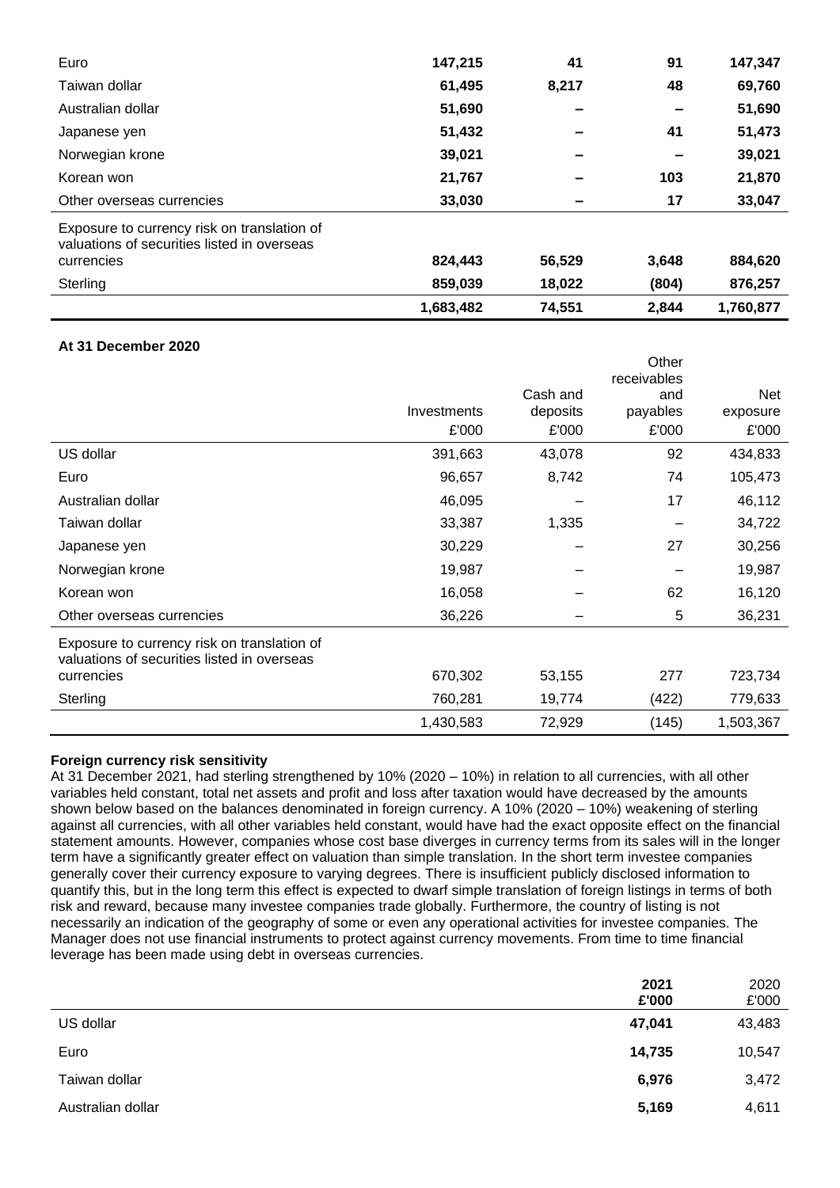| | | | | |
|---|---|---|---|---|
| Euro | **147,215** | **41** | **91** | **147,347** |
| Taiwan dollar | **61,495** | **8,217** | **48** | **69,760** |
| Australian dollar | **51,690** | **–** | **–** | **51,690** |
| Japanese yen | **51,432** | **–** | **41** | **51,473** |
| Norwegian krone | **39,021** | **–** | **–** | **39,021** |
| Korean won | **21,767** | **–** | **103** | **21,870** |
| Other overseas currencies | **33,030** | **–** | **17** | **33,047** |
| Exposure to currency risk on translation of valuations of securities listed in overseas currencies | **824,443** | **56,529** | **3,648** | **884,620** |
| Sterling | **859,039** | **18,022** | **(804)** | **876,257** |
| | **1,683,482** | **74,551** | **2,844** | **1,760,877** |

**At 31 December 2020**

| | Investments £'000 | Cash and deposits £'000 | Other receivables and payables £'000 | Net exposure £'000 |
|---|---|---|---|---|
| US dollar | 391,663 | 43,078 | 92 | 434,833 |
| Euro | 96,657 | 8,742 | 74 | 105,473 |
| Australian dollar | 46,095 | – | 17 | 46,112 |
| Taiwan dollar | 33,387 | 1,335 | – | 34,722 |
| Japanese yen | 30,229 | – | 27 | 30,256 |
| Norwegian krone | 19,987 | – | – | 19,987 |
| Korean won | 16,058 | – | 62 | 16,120 |
| Other overseas currencies | 36,226 | – | 5 | 36,231 |
| Exposure to currency risk on translation of valuations of securities listed in overseas currencies | 670,302 | 53,155 | 277 | 723,734 |
| Sterling | 760,281 | 19,774 | (422) | 779,633 |
| | 1,430,583 | 72,929 | (145) | 1,503,367 |

**Foreign currency risk sensitivity**
At 31 December 2021, had sterling strengthened by 10% (2020 – 10%) in relation to all currencies, with all other variables held constant, total net assets and profit and loss after taxation would have decreased by the amounts shown below based on the balances denominated in foreign currency. A 10% (2020 – 10%) weakening of sterling against all currencies, with all other variables held constant, would have had the exact opposite effect on the financial statement amounts. However, companies whose cost base diverges in currency terms from its sales will in the longer term have a significantly greater effect on valuation than simple translation. In the short term investee companies generally cover their currency exposure to varying degrees. There is insufficient publicly disclosed information to quantify this, but in the long term this effect is expected to dwarf simple translation of foreign listings in terms of both risk and reward, because many investee companies trade globally. Furthermore, the country of listing is not necessarily an indication of the geography of some or even any operational activities for investee companies. The Manager does not use financial instruments to protect against currency movements. From time to time financial leverage has been made using debt in overseas currencies.

| | **2021 £'000** | 2020 £'000 |
|---|---|---|
| US dollar | **47,041** | 43,483 |
| Euro | **14,735** | 10,547 |
| Taiwan dollar | **6,976** | 3,472 |
| Australian dollar | **5,169** | 4,611 |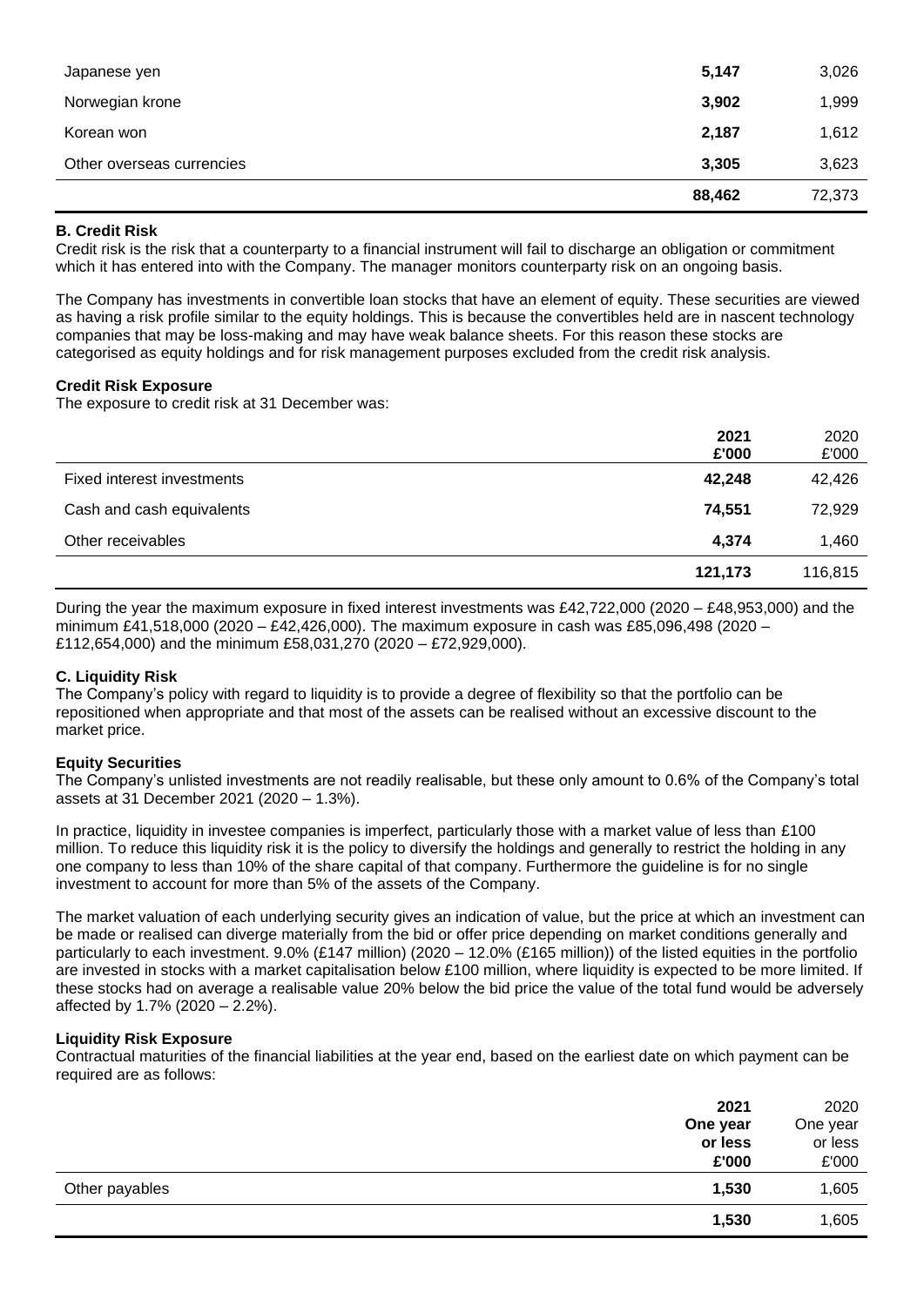| | | |
|---|---|---|
| Japanese yen | **5,147** | 3,026 |
| Norwegian krone | **3,902** | 1,999 |
| Korean won | **2,187** | 1,612 |
| Other overseas currencies | **3,305** | 3,623 |
| | **88,462** | 72,373 |

**B. Credit Risk**

Credit risk is the risk that a counterparty to a financial instrument will fail to discharge an obligation or commitment which it has entered into with the Company. The manager monitors counterparty risk on an ongoing basis.

The Company has investments in convertible loan stocks that have an element of equity. These securities are viewed as having a risk profile similar to the equity holdings. This is because the convertibles held are in nascent technology companies that may be loss-making and may have weak balance sheets. For this reason these stocks are categorised as equity holdings and for risk management purposes excluded from the credit risk analysis.

**Credit Risk Exposure**

The exposure to credit risk at 31 December was:

| | **2021 £'000** | 2020 £'000 |
|---|---|---|
| Fixed interest investments | **42,248** | 42,426 |
| Cash and cash equivalents | **74,551** | 72,929 |
| Other receivables | **4,374** | 1,460 |
| | **121,173** | 116,815 |

During the year the maximum exposure in fixed interest investments was £42,722,000 (2020 – £48,953,000) and the minimum £41,518,000 (2020 – £42,426,000). The maximum exposure in cash was £85,096,498 (2020 – £112,654,000) and the minimum £58,031,270 (2020 – £72,929,000).

**C. Liquidity Risk**

The Company's policy with regard to liquidity is to provide a degree of flexibility so that the portfolio can be repositioned when appropriate and that most of the assets can be realised without an excessive discount to the market price.

**Equity Securities**

The Company's unlisted investments are not readily realisable, but these only amount to 0.6% of the Company's total assets at 31 December 2021 (2020 – 1.3%).

In practice, liquidity in investee companies is imperfect, particularly those with a market value of less than £100 million. To reduce this liquidity risk it is the policy to diversify the holdings and generally to restrict the holding in any one company to less than 10% of the share capital of that company. Furthermore the guideline is for no single investment to account for more than 5% of the assets of the Company.

The market valuation of each underlying security gives an indication of value, but the price at which an investment can be made or realised can diverge materially from the bid or offer price depending on market conditions generally and particularly to each investment. 9.0% (£147 million) (2020 – 12.0% (£165 million)) of the listed equities in the portfolio are invested in stocks with a market capitalisation below £100 million, where liquidity is expected to be more limited. If these stocks had on average a realisable value 20% below the bid price the value of the total fund would be adversely affected by 1.7% (2020 – 2.2%).

**Liquidity Risk Exposure**

Contractual maturities of the financial liabilities at the year end, based on the earliest date on which payment can be required are as follows:

| | **2021 One year or less £'000** | 2020 One year or less £'000 |
|---|---|---|
| Other payables | **1,530** | 1,605 |
| | **1,530** | 1,605 |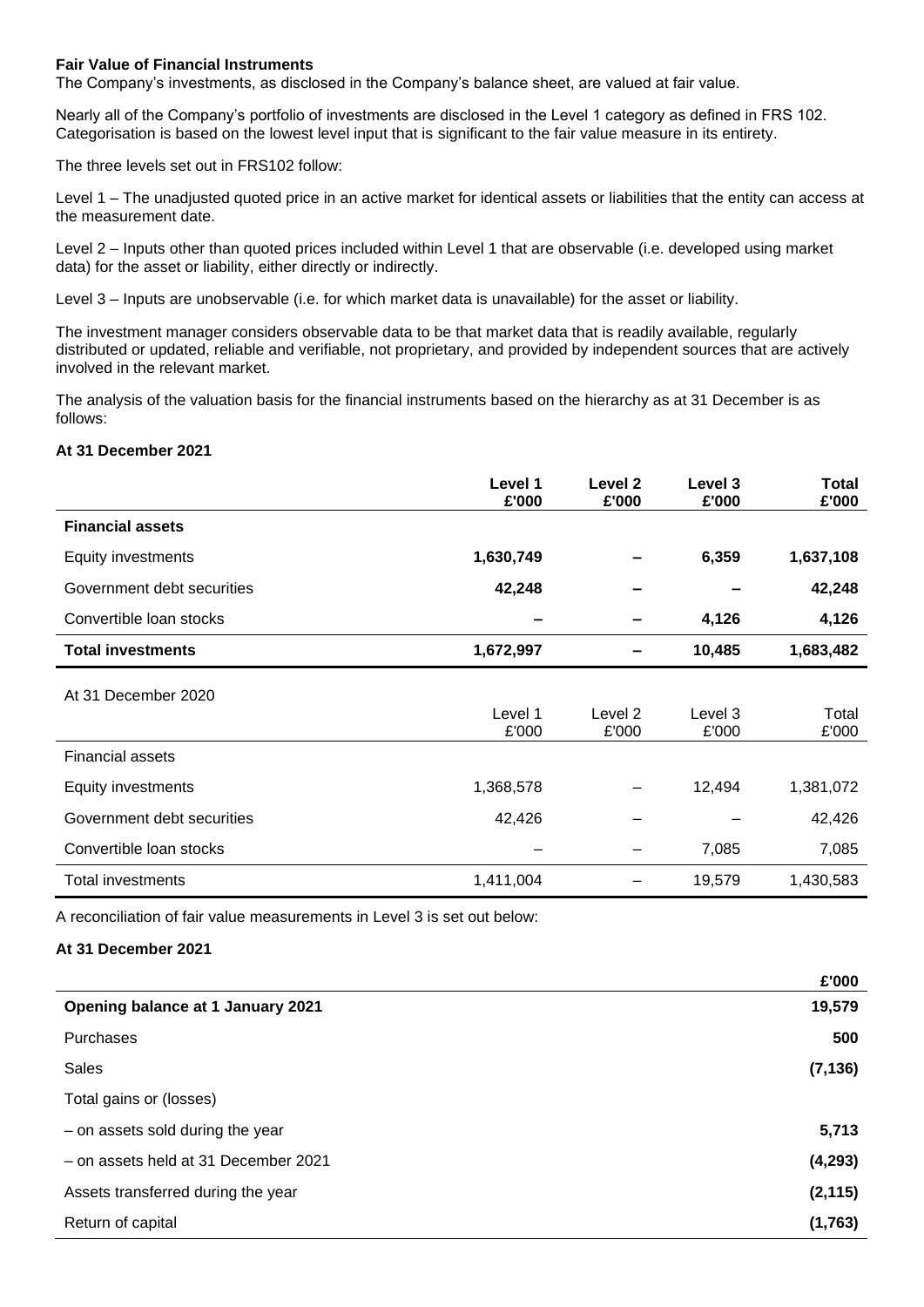**Fair Value of Financial Instruments**

The Company's investments, as disclosed in the Company's balance sheet, are valued at fair value.

Nearly all of the Company's portfolio of investments are disclosed in the Level 1 category as defined in FRS 102. Categorisation is based on the lowest level input that is significant to the fair value measure in its entirety.

The three levels set out in FRS102 follow:

Level 1 – The unadjusted quoted price in an active market for identical assets or liabilities that the entity can access at the measurement date.

Level 2 – Inputs other than quoted prices included within Level 1 that are observable (i.e. developed using market data) for the asset or liability, either directly or indirectly.

Level 3 – Inputs are unobservable (i.e. for which market data is unavailable) for the asset or liability.

The investment manager considers observable data to be that market data that is readily available, regularly distributed or updated, reliable and verifiable, not proprietary, and provided by independent sources that are actively involved in the relevant market.

The analysis of the valuation basis for the financial instruments based on the hierarchy as at 31 December is as follows:

**At 31 December 2021**

| | **Level 1 £'000** | **Level 2 £'000** | **Level 3 £'000** | **Total £'000** |
|---|---|---|---|---|
| **Financial assets** | | | | |
| Equity investments | **1,630,749** | **–** | **6,359** | **1,637,108** |
| Government debt securities | **42,248** | **–** | **–** | **42,248** |
| Convertible loan stocks | **–** | **–** | **4,126** | **4,126** |
| **Total investments** | **1,672,997** | **–** | **10,485** | **1,683,482** |

At 31 December 2020

| | Level 1 £'000 | Level 2 £'000 | Level 3 £'000 | Total £'000 |
|---|---|---|---|---|
| Financial assets | | | | |
| Equity investments | 1,368,578 | – | 12,494 | 1,381,072 |
| Government debt securities | 42,426 | – | – | 42,426 |
| Convertible loan stocks | – | – | 7,085 | 7,085 |
| Total investments | 1,411,004 | – | 19,579 | 1,430,583 |

A reconciliation of fair value measurements in Level 3 is set out below:

**At 31 December 2021**

| | **£'000** |
|---|---|
| **Opening balance at 1 January 2021** | **19,579** |
| Purchases | **500** |
| Sales | **(7,136)** |
| Total gains or (losses) | |
| – on assets sold during the year | **5,713** |
| – on assets held at 31 December 2021 | **(4,293)** |
| Assets transferred during the year | **(2,115)** |
| Return of capital | **(1,763)** |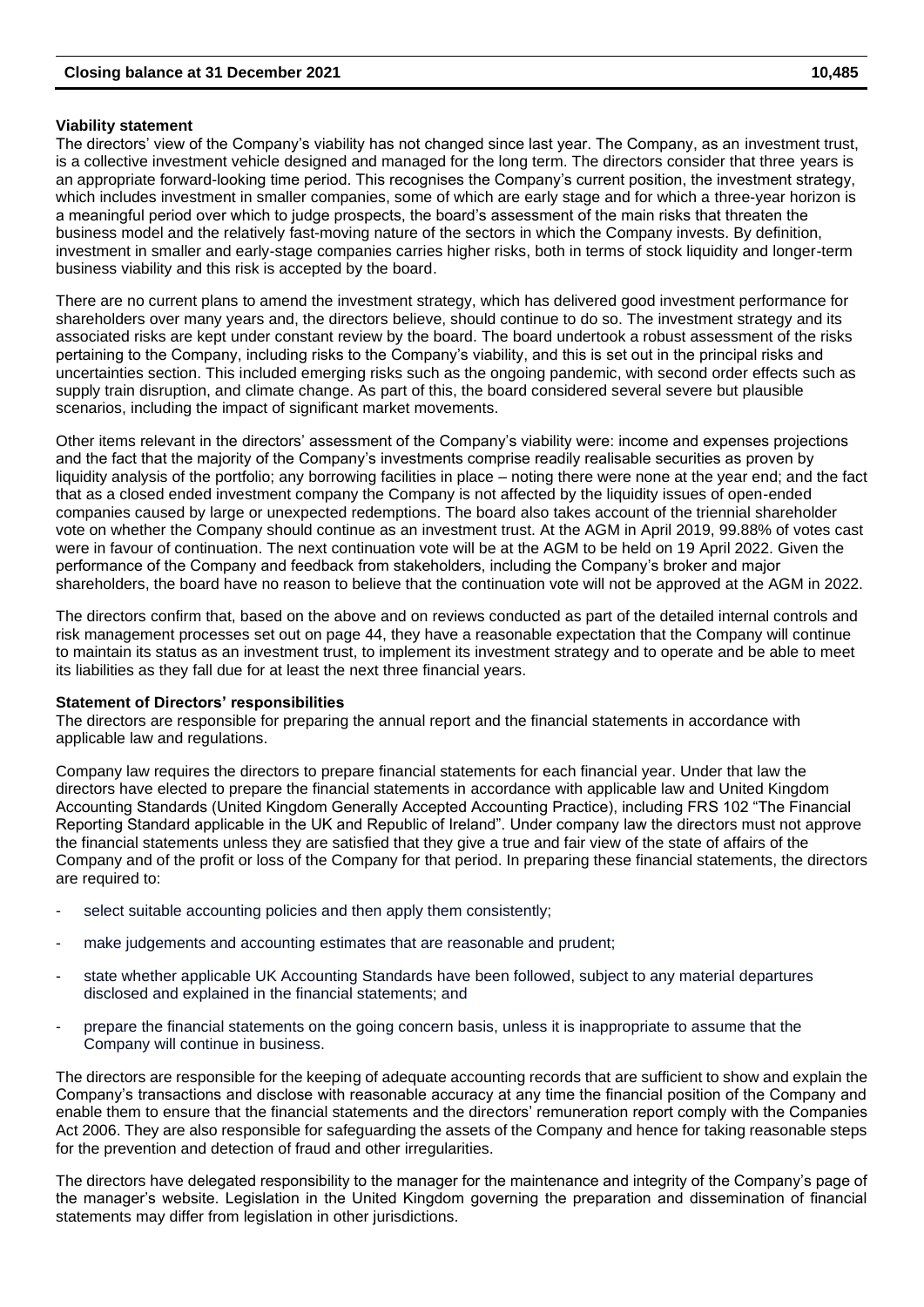| | |
|---|---|
| **Closing balance at 31 December 2021** | **10,485** |

**Viability statement**

The directors' view of the Company's viability has not changed since last year. The Company, as an investment trust, is a collective investment vehicle designed and managed for the long term. The directors consider that three years is an appropriate forward-looking time period. This recognises the Company's current position, the investment strategy, which includes investment in smaller companies, some of which are early stage and for which a three-year horizon is a meaningful period over which to judge prospects, the board's assessment of the main risks that threaten the business model and the relatively fast-moving nature of the sectors in which the Company invests. By definition, investment in smaller and early-stage companies carries higher risks, both in terms of stock liquidity and longer-term business viability and this risk is accepted by the board.

There are no current plans to amend the investment strategy, which has delivered good investment performance for shareholders over many years and, the directors believe, should continue to do so. The investment strategy and its associated risks are kept under constant review by the board. The board undertook a robust assessment of the risks pertaining to the Company, including risks to the Company's viability, and this is set out in the principal risks and uncertainties section. This included emerging risks such as the ongoing pandemic, with second order effects such as supply train disruption, and climate change. As part of this, the board considered several severe but plausible scenarios, including the impact of significant market movements.

Other items relevant in the directors' assessment of the Company's viability were: income and expenses projections and the fact that the majority of the Company's investments comprise readily realisable securities as proven by liquidity analysis of the portfolio; any borrowing facilities in place – noting there were none at the year end; and the fact that as a closed ended investment company the Company is not affected by the liquidity issues of open-ended companies caused by large or unexpected redemptions. The board also takes account of the triennial shareholder vote on whether the Company should continue as an investment trust. At the AGM in April 2019, 99.88% of votes cast were in favour of continuation. The next continuation vote will be at the AGM to be held on 19 April 2022. Given the performance of the Company and feedback from stakeholders, including the Company's broker and major shareholders, the board have no reason to believe that the continuation vote will not be approved at the AGM in 2022.

The directors confirm that, based on the above and on reviews conducted as part of the detailed internal controls and risk management processes set out on page 44, they have a reasonable expectation that the Company will continue to maintain its status as an investment trust, to implement its investment strategy and to operate and be able to meet its liabilities as they fall due for at least the next three financial years.

**Statement of Directors' responsibilities**

The directors are responsible for preparing the annual report and the financial statements in accordance with applicable law and regulations.

Company law requires the directors to prepare financial statements for each financial year. Under that law the directors have elected to prepare the financial statements in accordance with applicable law and United Kingdom Accounting Standards (United Kingdom Generally Accepted Accounting Practice), including FRS 102 "The Financial Reporting Standard applicable in the UK and Republic of Ireland". Under company law the directors must not approve the financial statements unless they are satisfied that they give a true and fair view of the state of affairs of the Company and of the profit or loss of the Company for that period. In preparing these financial statements, the directors are required to:

- select suitable accounting policies and then apply them consistently;
- make judgements and accounting estimates that are reasonable and prudent;
- state whether applicable UK Accounting Standards have been followed, subject to any material departures disclosed and explained in the financial statements; and
- prepare the financial statements on the going concern basis, unless it is inappropriate to assume that the Company will continue in business.

The directors are responsible for the keeping of adequate accounting records that are sufficient to show and explain the Company's transactions and disclose with reasonable accuracy at any time the financial position of the Company and enable them to ensure that the financial statements and the directors' remuneration report comply with the Companies Act 2006. They are also responsible for safeguarding the assets of the Company and hence for taking reasonable steps for the prevention and detection of fraud and other irregularities.

The directors have delegated responsibility to the manager for the maintenance and integrity of the Company's page of the manager's website. Legislation in the United Kingdom governing the preparation and dissemination of financial statements may differ from legislation in other jurisdictions.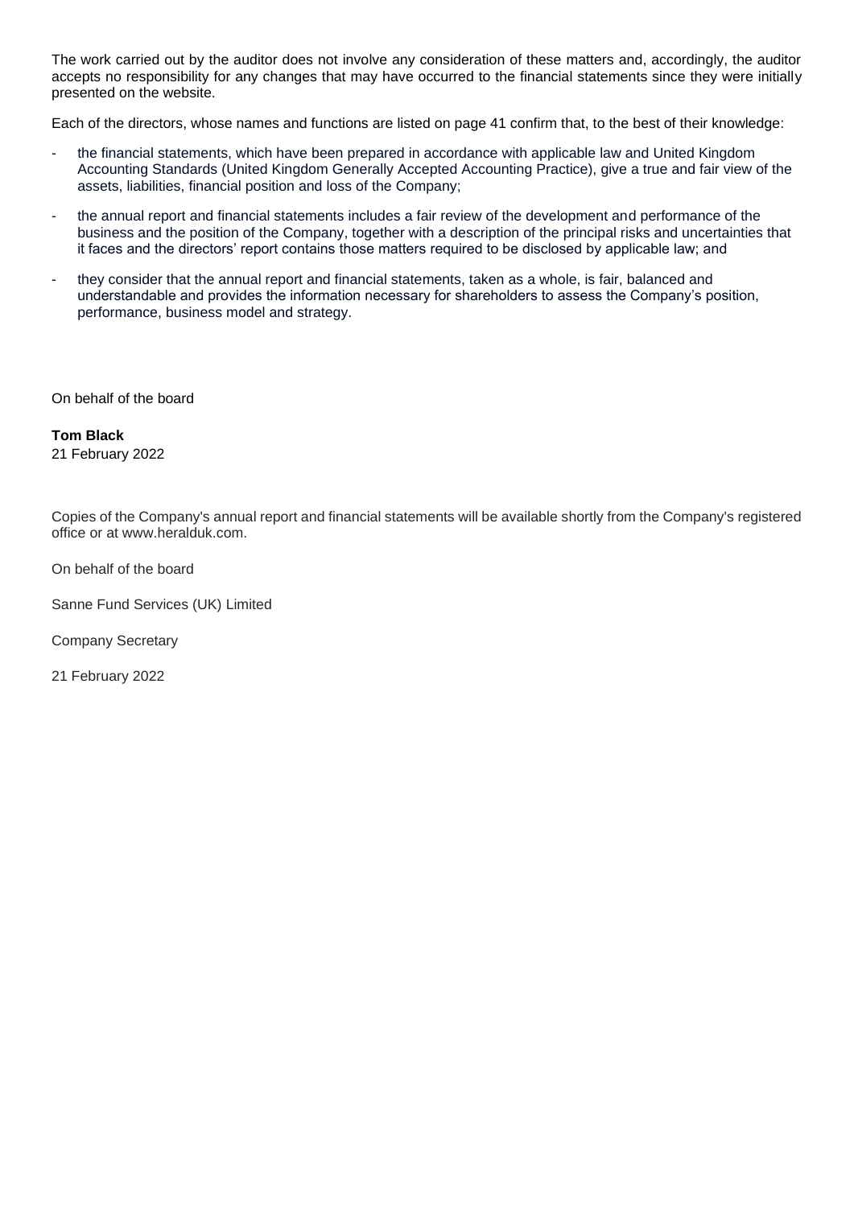The work carried out by the auditor does not involve any consideration of these matters and, accordingly, the auditor accepts no responsibility for any changes that may have occurred to the financial statements since they were initially presented on the website.

Each of the directors, whose names and functions are listed on page 41 confirm that, to the best of their knowledge:

- the financial statements, which have been prepared in accordance with applicable law and United Kingdom Accounting Standards (United Kingdom Generally Accepted Accounting Practice), give a true and fair view of the assets, liabilities, financial position and loss of the Company;
- the annual report and financial statements includes a fair review of the development and performance of the business and the position of the Company, together with a description of the principal risks and uncertainties that it faces and the directors' report contains those matters required to be disclosed by applicable law; and
- they consider that the annual report and financial statements, taken as a whole, is fair, balanced and understandable and provides the information necessary for shareholders to assess the Company's position, performance, business model and strategy.

On behalf of the board

**Tom Black**
21 February 2022

Copies of the Company's annual report and financial statements will be available shortly from the Company's registered office or at www.heralduk.com.

On behalf of the board

Sanne Fund Services (UK) Limited

Company Secretary

21 February 2022